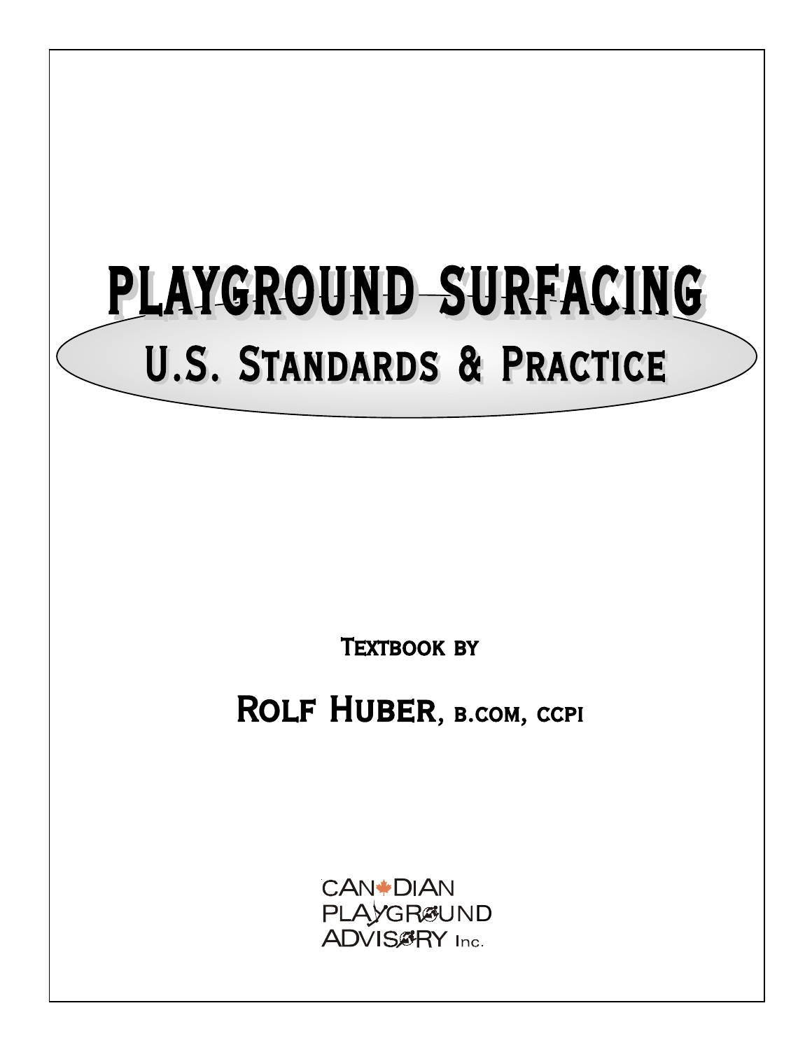# PLAYGROUND SURFACING

## U.S. Standards & Practice

Textbook by

**Rolf Huber**, B.COM, CCPI

CANADIAN PLAYGROUND ADVISORY Inc.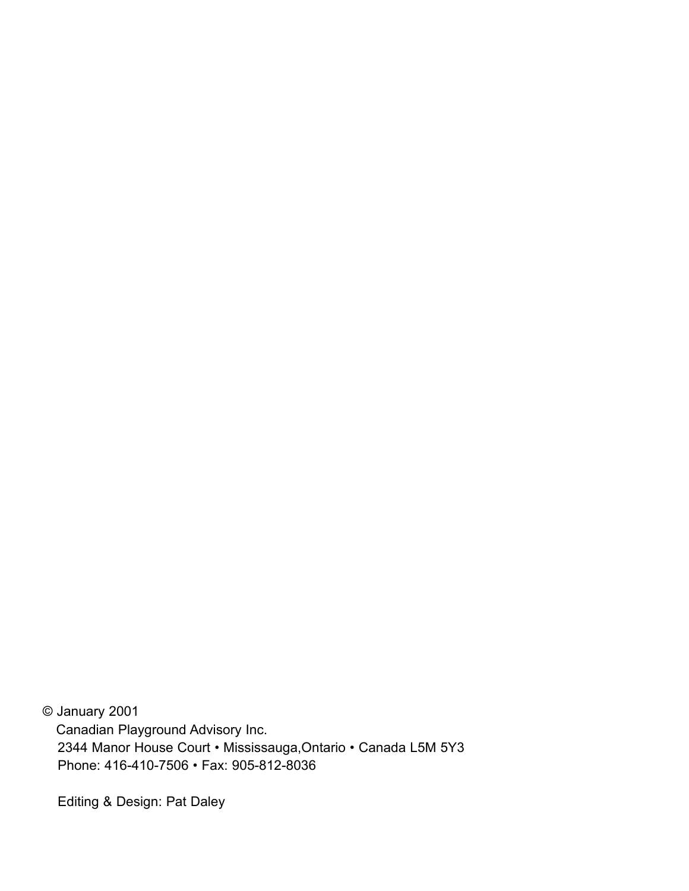© January 2001

Canadian Playground Advisory Inc.

2344 Manor House Court • Mississauga,Ontario • Canada L5M 5Y3

Phone: 416-410-7506 • Fax: 905-812-8036

Editing & Design: Pat Daley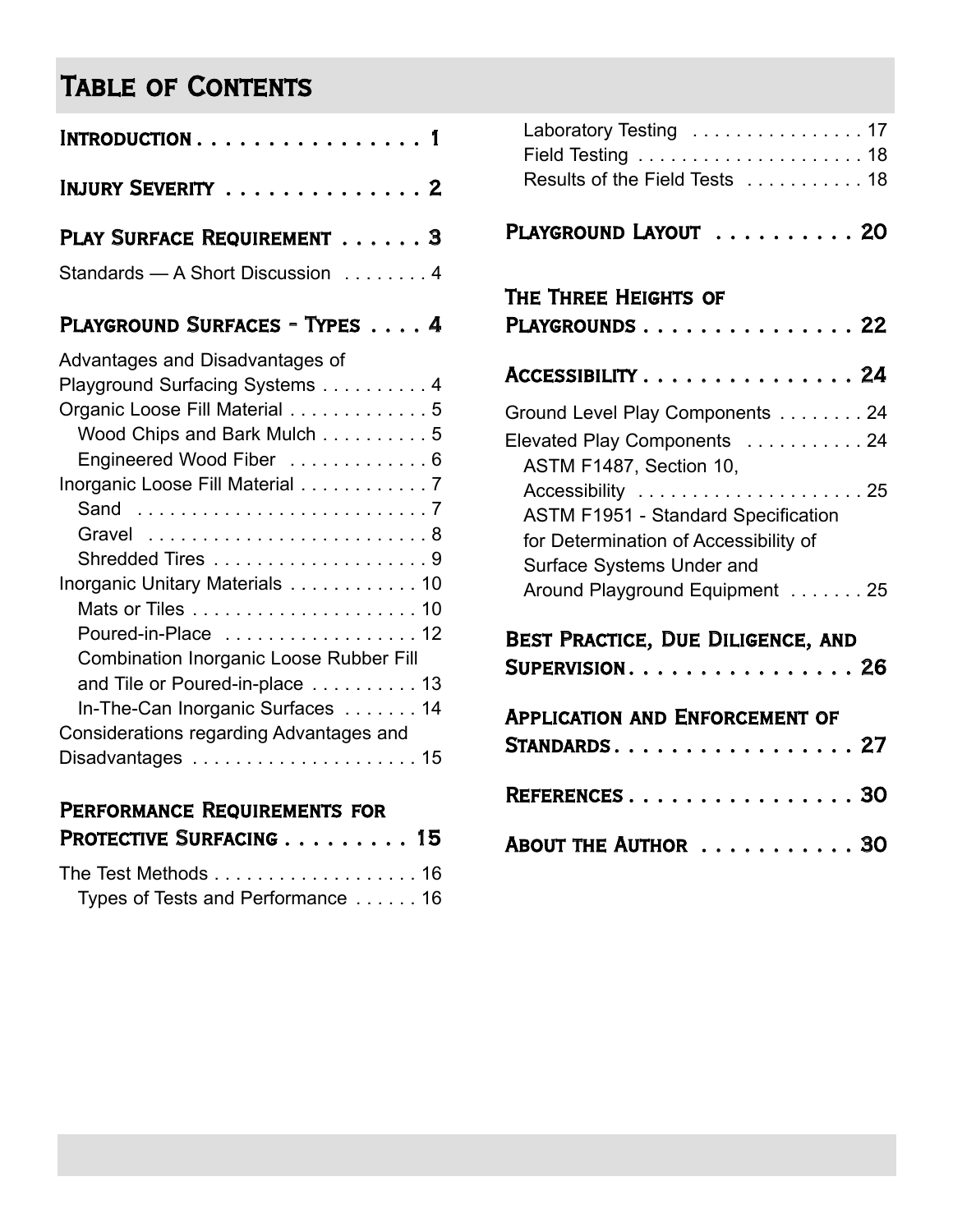# Table of Contents

**Introduction . . . . . . . . . . . . . . . . 1**

**Injury Severity . . . . . . . . . . . . . . 2**

**Play Surface Requirement . . . . . . 3**

Standards — A Short Discussion . . . . . . . . 4

**Playground Surfaces - Types . . . . 4**

Advantages and Disadvantages of Playground Surfacing Systems . . . . . . . . . . 4
Organic Loose Fill Material . . . . . . . . . . . . . 5
  Wood Chips and Bark Mulch . . . . . . . . . . 5
  Engineered Wood Fiber . . . . . . . . . . . . . 6
Inorganic Loose Fill Material . . . . . . . . . . . . 7
  Sand . . . . . . . . . . . . . . . . . . . . . . . . . . . 7
  Gravel . . . . . . . . . . . . . . . . . . . . . . . . . . 8
  Shredded Tires . . . . . . . . . . . . . . . . . . . . 9
Inorganic Unitary Materials . . . . . . . . . . . . 10
  Mats or Tiles . . . . . . . . . . . . . . . . . . . . . 10
  Poured-in-Place . . . . . . . . . . . . . . . . . . 12
  Combination Inorganic Loose Rubber Fill and Tile or Poured-in-place . . . . . . . . . . 13
  In-The-Can Inorganic Surfaces . . . . . . . 14
Considerations regarding Advantages and Disadvantages . . . . . . . . . . . . . . . . . . . . . 15

**Performance Requirements for Protective Surfacing . . . . . . . . . 15**

The Test Methods . . . . . . . . . . . . . . . . . . . 16
  Types of Tests and Performance . . . . . . 16
  Laboratory Testing . . . . . . . . . . . . . . . . 17
  Field Testing . . . . . . . . . . . . . . . . . . . . . 18
  Results of the Field Tests . . . . . . . . . . . 18

**Playground Layout . . . . . . . . . . 20**

**The Three Heights of Playgrounds . . . . . . . . . . . . . . . 22**

**Accessibility . . . . . . . . . . . . . . . . 24**

Ground Level Play Components . . . . . . . . 24
Elevated Play Components . . . . . . . . . . . 24
  ASTM F1487, Section 10, Accessibility . . . . . . . . . . . . . . . . . . . . . 25
  ASTM F1951 - Standard Specification for Determination of Accessibility of Surface Systems Under and Around Playground Equipment . . . . . . . 25

**Best Practice, Due Diligence, and Supervision . . . . . . . . . . . . . . . . . 26**

**Application and Enforcement of Standards . . . . . . . . . . . . . . . . . 27**

**References . . . . . . . . . . . . . . . . 30**

**About the Author . . . . . . . . . . . 30**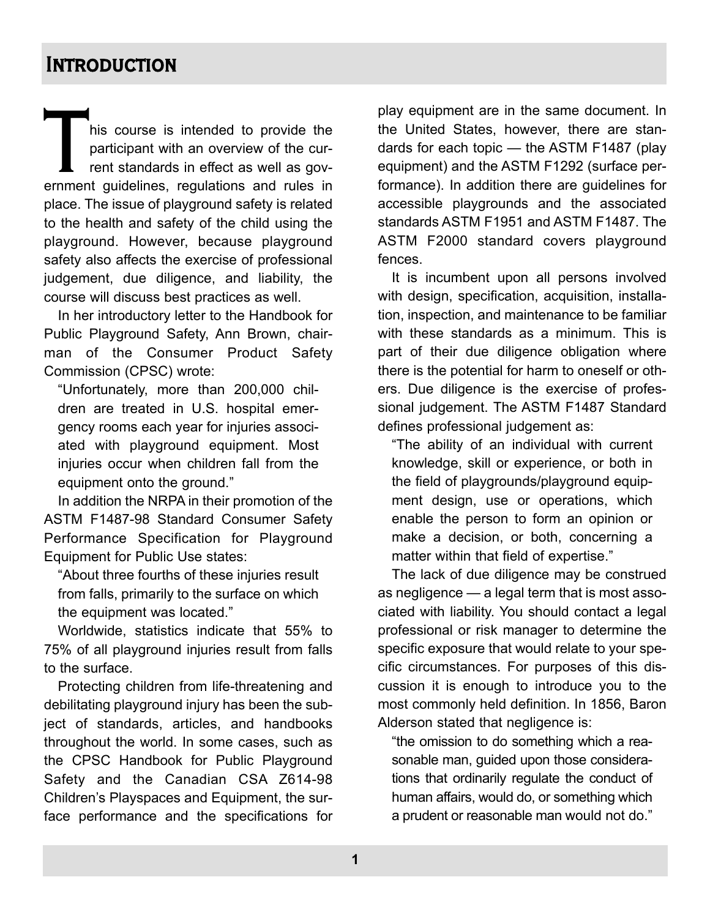# Introduction

This course is intended to provide the participant with an overview of the current standards in effect as well as government guidelines, regulations and rules in place. The issue of playground safety is related to the health and safety of the child using the playground. However, because playground safety also affects the exercise of professional judgement, due diligence, and liability, the course will discuss best practices as well.

In her introductory letter to the Handbook for Public Playground Safety, Ann Brown, chairman of the Consumer Product Safety Commission (CPSC) wrote:

> "Unfortunately, more than 200,000 children are treated in U.S. hospital emergency rooms each year for injuries associated with playground equipment. Most injuries occur when children fall from the equipment onto the ground."

In addition the NRPA in their promotion of the ASTM F1487-98 Standard Consumer Safety Performance Specification for Playground Equipment for Public Use states:

> "About three fourths of these injuries result from falls, primarily to the surface on which the equipment was located."

Worldwide, statistics indicate that 55% to 75% of all playground injuries result from falls to the surface.

Protecting children from life-threatening and debilitating playground injury has been the subject of standards, articles, and handbooks throughout the world. In some cases, such as the CPSC Handbook for Public Playground Safety and the Canadian CSA Z614-98 Children's Playspaces and Equipment, the surface performance and the specifications for play equipment are in the same document. In the United States, however, there are standards for each topic — the ASTM F1487 (play equipment) and the ASTM F1292 (surface performance). In addition there are guidelines for accessible playgrounds and the associated standards ASTM F1951 and ASTM F1487. The ASTM F2000 standard covers playground fences.

It is incumbent upon all persons involved with design, specification, acquisition, installation, inspection, and maintenance to be familiar with these standards as a minimum. This is part of their due diligence obligation where there is the potential for harm to oneself or others. Due diligence is the exercise of professional judgement. The ASTM F1487 Standard defines professional judgement as:

> "The ability of an individual with current knowledge, skill or experience, or both in the field of playgrounds/playground equipment design, use or operations, which enable the person to form an opinion or make a decision, or both, concerning a matter within that field of expertise."

The lack of due diligence may be construed as negligence — a legal term that is most associated with liability. You should contact a legal professional or risk manager to determine the specific exposure that would relate to your specific circumstances. For purposes of this discussion it is enough to introduce you to the most commonly held definition. In 1856, Baron Alderson stated that negligence is:

> "the omission to do something which a reasonable man, guided upon those considerations that ordinarily regulate the conduct of human affairs, would do, or something which a prudent or reasonable man would not do."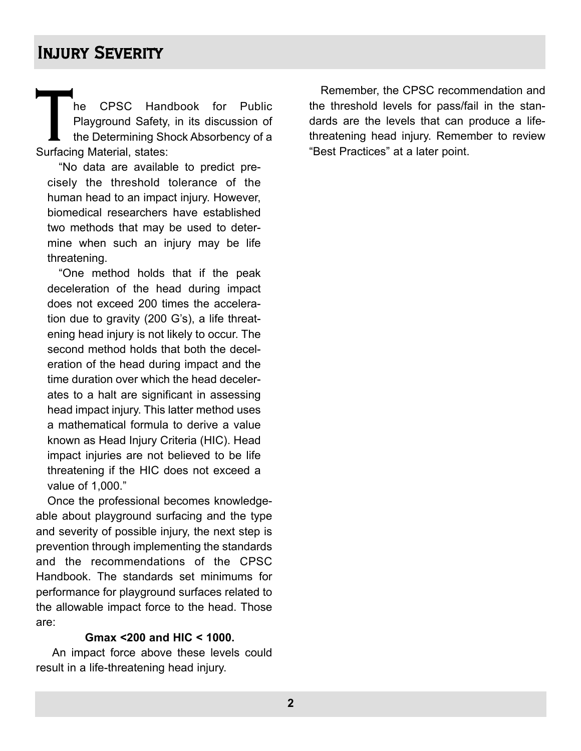# Injury Severity

The CPSC Handbook for Public Playground Safety, in its discussion of the Determining Shock Absorbency of a Surfacing Material, states:

> "No data are available to predict precisely the threshold tolerance of the human head to an impact injury. However, biomedical researchers have established two methods that may be used to determine when such an injury may be life threatening.
>
> "One method holds that if the peak deceleration of the head during impact does not exceed 200 times the acceleration due to gravity (200 G's), a life threatening head injury is not likely to occur. The second method holds that both the deceleration of the head during impact and the time duration over which the head decelerates to a halt are significant in assessing head impact injury. This latter method uses a mathematical formula to derive a value known as Head Injury Criteria (HIC). Head impact injuries are not believed to be life threatening if the HIC does not exceed a value of 1,000."

Once the professional becomes knowledgeable about playground surfacing and the type and severity of possible injury, the next step is prevention through implementing the standards and the recommendations of the CPSC Handbook. The standards set minimums for performance for playground surfaces related to the allowable impact force to the head. Those are:

**Gmax <200 and HIC < 1000.**

An impact force above these levels could result in a life-threatening head injury.

Remember, the CPSC recommendation and the threshold levels for pass/fail in the standards are the levels that can produce a life-threatening head injury. Remember to review "Best Practices" at a later point.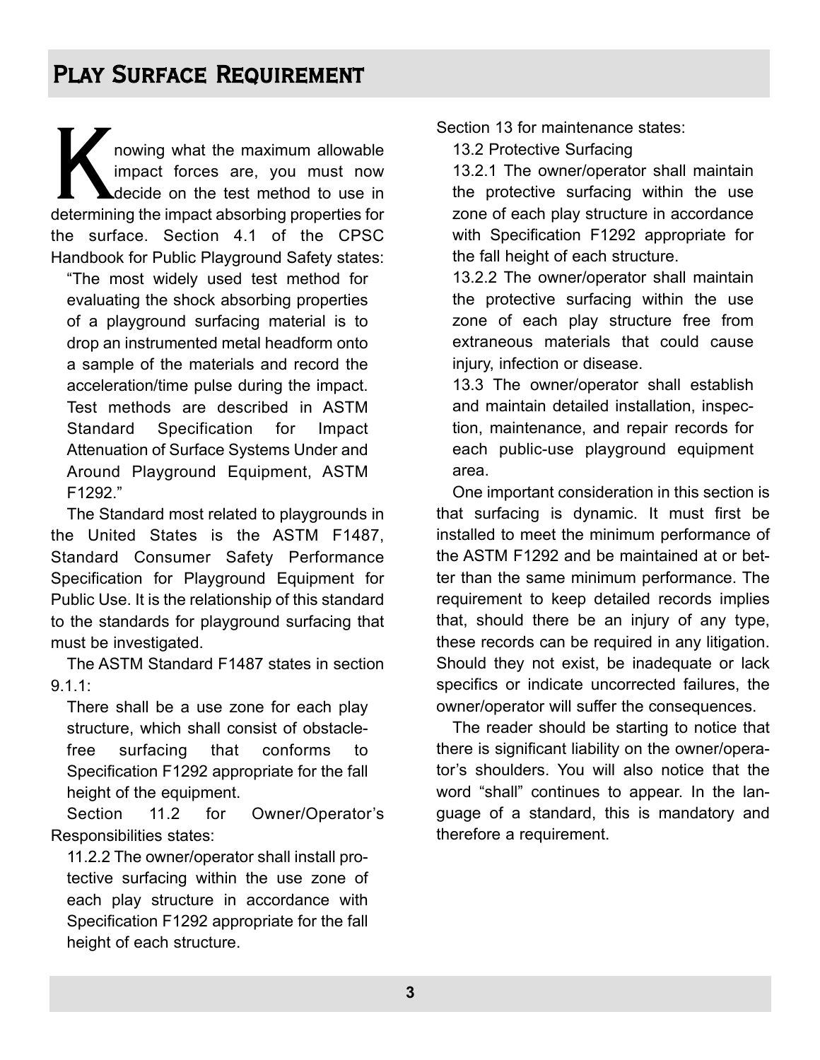# Play Surface Requirement

Knowing what the maximum allowable impact forces are, you must now decide on the test method to use in determining the impact absorbing properties for the surface. Section 4.1 of the CPSC Handbook for Public Playground Safety states:

> "The most widely used test method for evaluating the shock absorbing properties of a playground surfacing material is to drop an instrumented metal headform onto a sample of the materials and record the acceleration/time pulse during the impact. Test methods are described in ASTM Standard Specification for Impact Attenuation of Surface Systems Under and Around Playground Equipment, ASTM F1292."

The Standard most related to playgrounds in the United States is the ASTM F1487, Standard Consumer Safety Performance Specification for Playground Equipment for Public Use. It is the relationship of this standard to the standards for playground surfacing that must be investigated.

The ASTM Standard F1487 states in section 9.1.1:

> There shall be a use zone for each play structure, which shall consist of obstacle-free surfacing that conforms to Specification F1292 appropriate for the fall height of the equipment.

Section 11.2 for Owner/Operator's Responsibilities states:

> 11.2.2 The owner/operator shall install protective surfacing within the use zone of each play structure in accordance with Specification F1292 appropriate for the fall height of each structure.

Section 13 for maintenance states:

> 13.2 Protective Surfacing
>
> 13.2.1 The owner/operator shall maintain the protective surfacing within the use zone of each play structure in accordance with Specification F1292 appropriate for the fall height of each structure.
>
> 13.2.2 The owner/operator shall maintain the protective surfacing within the use zone of each play structure free from extraneous materials that could cause injury, infection or disease.
>
> 13.3 The owner/operator shall establish and maintain detailed installation, inspection, maintenance, and repair records for each public-use playground equipment area.

One important consideration in this section is that surfacing is dynamic. It must first be installed to meet the minimum performance of the ASTM F1292 and be maintained at or better than the same minimum performance. The requirement to keep detailed records implies that, should there be an injury of any type, these records can be required in any litigation. Should they not exist, be inadequate or lack specifics or indicate uncorrected failures, the owner/operator will suffer the consequences.

The reader should be starting to notice that there is significant liability on the owner/operator's shoulders. You will also notice that the word "shall" continues to appear. In the language of a standard, this is mandatory and therefore a requirement.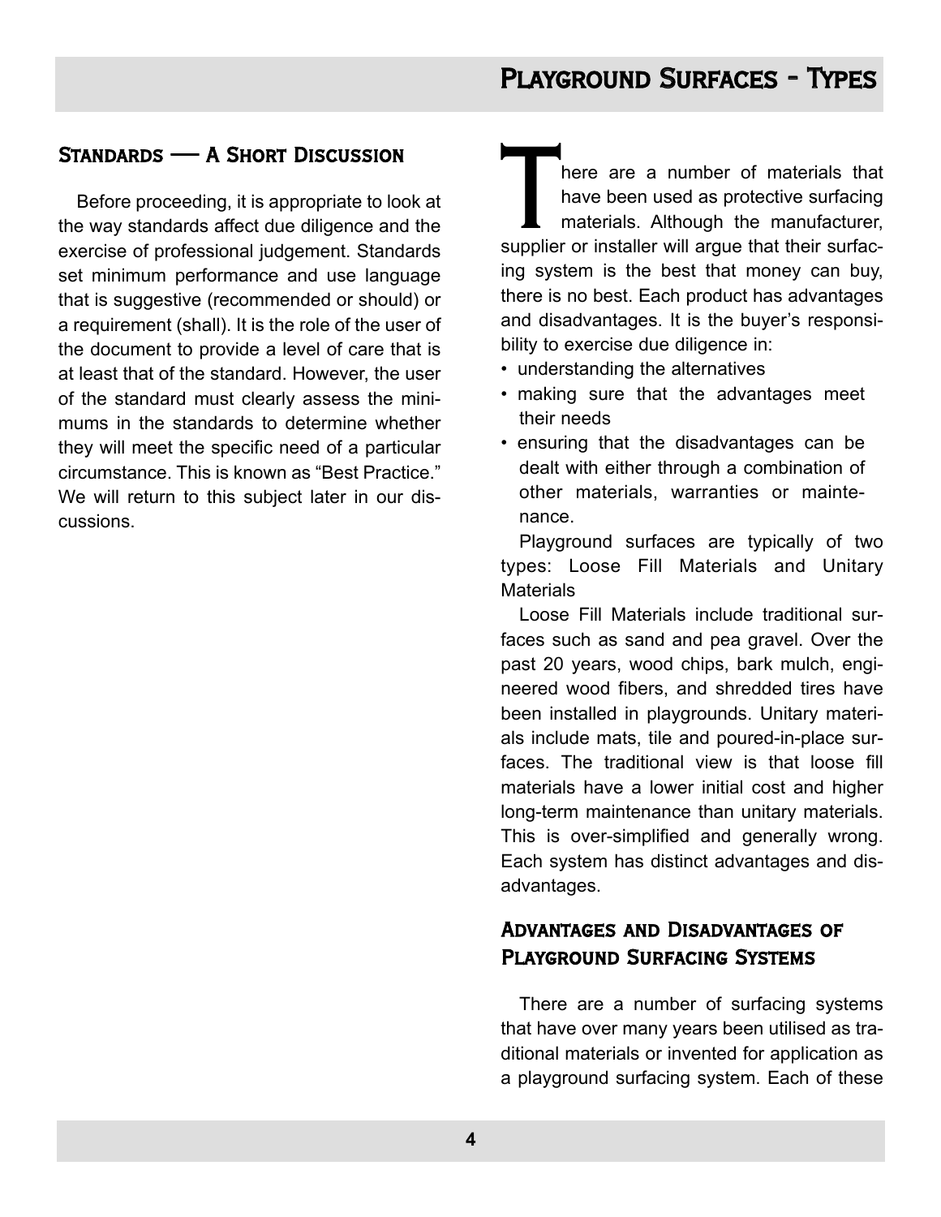# Playground Surfaces - Types

## Standards — A Short Discussion

Before proceeding, it is appropriate to look at the way standards affect due diligence and the exercise of professional judgement. Standards set minimum performance and use language that is suggestive (recommended or should) or a requirement (shall). It is the role of the user of the document to provide a level of care that is at least that of the standard. However, the user of the standard must clearly assess the minimums in the standards to determine whether they will meet the specific need of a particular circumstance. This is known as "Best Practice." We will return to this subject later in our discussions.

There are a number of materials that have been used as protective surfacing materials. Although the manufacturer, supplier or installer will argue that their surfacing system is the best that money can buy, there is no best. Each product has advantages and disadvantages. It is the buyer's responsibility to exercise due diligence in:

- understanding the alternatives
- making sure that the advantages meet their needs
- ensuring that the disadvantages can be dealt with either through a combination of other materials, warranties or maintenance.

Playground surfaces are typically of two types: Loose Fill Materials and Unitary Materials

Loose Fill Materials include traditional surfaces such as sand and pea gravel. Over the past 20 years, wood chips, bark mulch, engineered wood fibers, and shredded tires have been installed in playgrounds. Unitary materials include mats, tile and poured-in-place surfaces. The traditional view is that loose fill materials have a lower initial cost and higher long-term maintenance than unitary materials. This is over-simplified and generally wrong. Each system has distinct advantages and disadvantages.

## Advantages and Disadvantages of Playground Surfacing Systems

There are a number of surfacing systems that have over many years been utilised as traditional materials or invented for application as a playground surfacing system. Each of these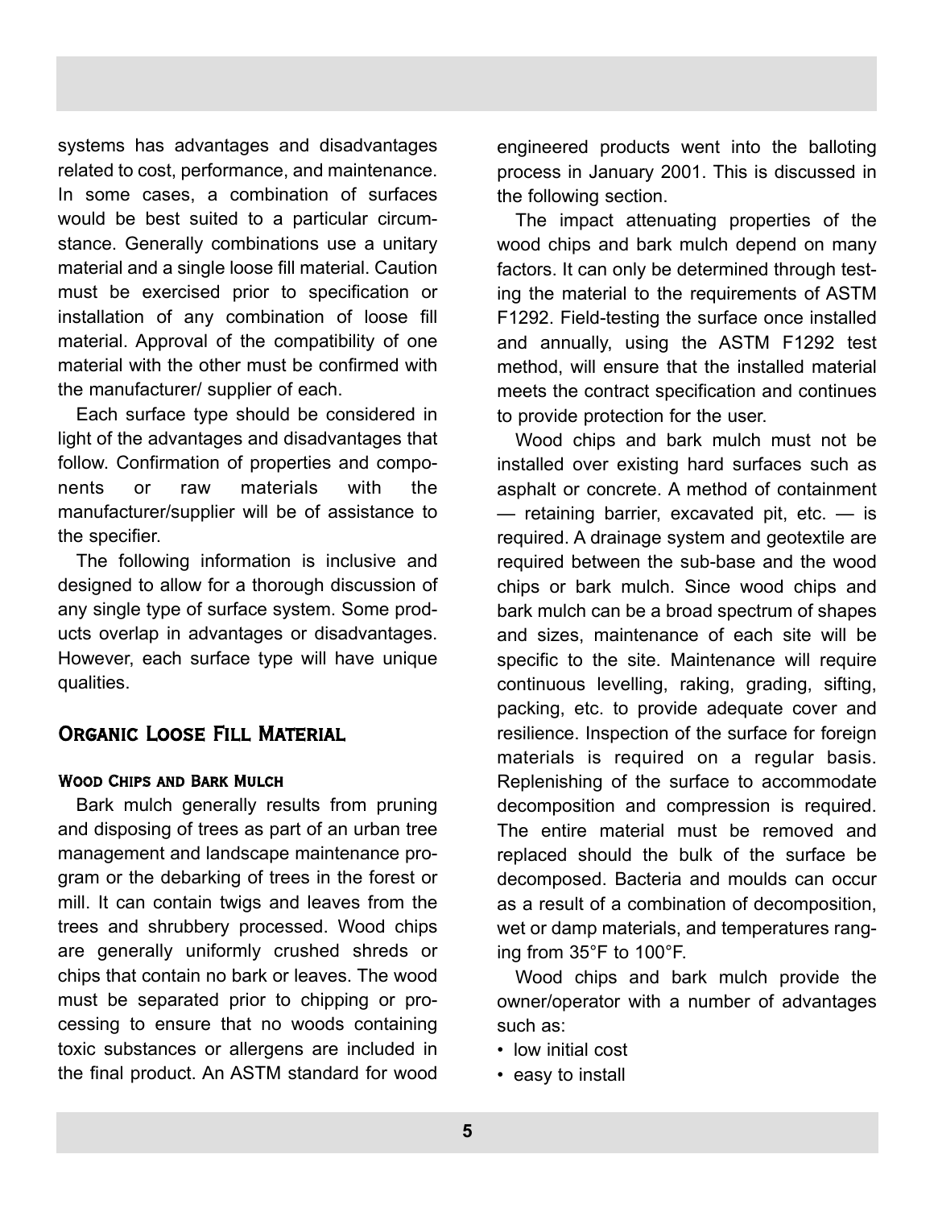systems has advantages and disadvantages related to cost, performance, and maintenance. In some cases, a combination of surfaces would be best suited to a particular circumstance. Generally combinations use a unitary material and a single loose fill material. Caution must be exercised prior to specification or installation of any combination of loose fill material. Approval of the compatibility of one material with the other must be confirmed with the manufacturer/ supplier of each.

Each surface type should be considered in light of the advantages and disadvantages that follow. Confirmation of properties and components or raw materials with the manufacturer/supplier will be of assistance to the specifier.

The following information is inclusive and designed to allow for a thorough discussion of any single type of surface system. Some products overlap in advantages or disadvantages. However, each surface type will have unique qualities.

## Organic Loose Fill Material

### Wood Chips and Bark Mulch

Bark mulch generally results from pruning and disposing of trees as part of an urban tree management and landscape maintenance program or the debarking of trees in the forest or mill. It can contain twigs and leaves from the trees and shrubbery processed. Wood chips are generally uniformly crushed shreds or chips that contain no bark or leaves. The wood must be separated prior to chipping or processing to ensure that no woods containing toxic substances or allergens are included in the final product. An ASTM standard for wood engineered products went into the balloting process in January 2001. This is discussed in the following section.

The impact attenuating properties of the wood chips and bark mulch depend on many factors. It can only be determined through testing the material to the requirements of ASTM F1292. Field-testing the surface once installed and annually, using the ASTM F1292 test method, will ensure that the installed material meets the contract specification and continues to provide protection for the user.

Wood chips and bark mulch must not be installed over existing hard surfaces such as asphalt or concrete. A method of containment — retaining barrier, excavated pit, etc. — is required. A drainage system and geotextile are required between the sub-base and the wood chips or bark mulch. Since wood chips and bark mulch can be a broad spectrum of shapes and sizes, maintenance of each site will be specific to the site. Maintenance will require continuous levelling, raking, grading, sifting, packing, etc. to provide adequate cover and resilience. Inspection of the surface for foreign materials is required on a regular basis. Replenishing of the surface to accommodate decomposition and compression is required. The entire material must be removed and replaced should the bulk of the surface be decomposed. Bacteria and moulds can occur as a result of a combination of decomposition, wet or damp materials, and temperatures ranging from 35°F to 100°F.

Wood chips and bark mulch provide the owner/operator with a number of advantages such as:

- low initial cost
- easy to install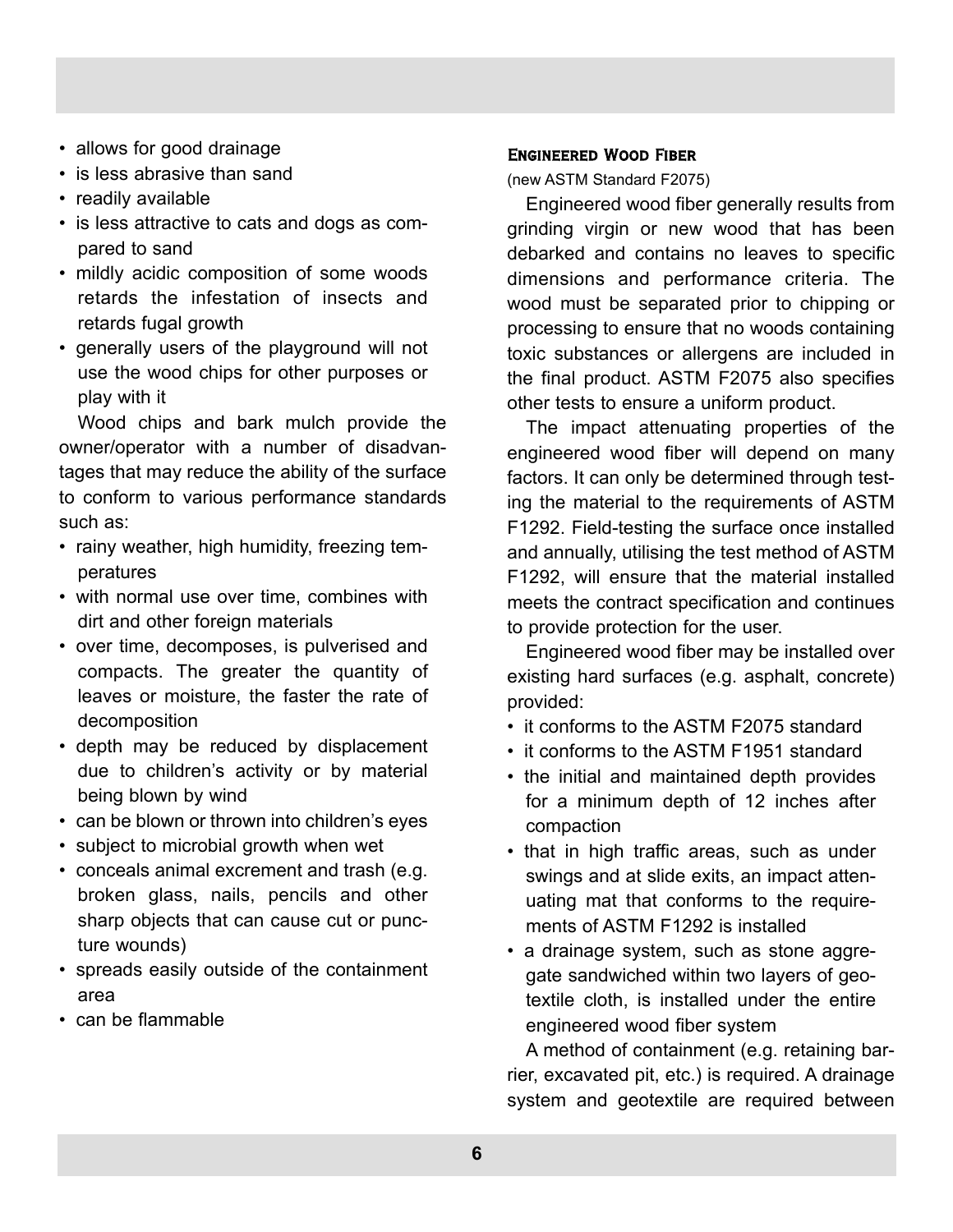- allows for good drainage
- is less abrasive than sand
- readily available
- is less attractive to cats and dogs as compared to sand
- mildly acidic composition of some woods retards the infestation of insects and retards fugal growth
- generally users of the playground will not use the wood chips for other purposes or play with it

Wood chips and bark mulch provide the owner/operator with a number of disadvantages that may reduce the ability of the surface to conform to various performance standards such as:

- rainy weather, high humidity, freezing temperatures
- with normal use over time, combines with dirt and other foreign materials
- over time, decomposes, is pulverised and compacts. The greater the quantity of leaves or moisture, the faster the rate of decomposition
- depth may be reduced by displacement due to children's activity or by material being blown by wind
- can be blown or thrown into children's eyes
- subject to microbial growth when wet
- conceals animal excrement and trash (e.g. broken glass, nails, pencils and other sharp objects that can cause cut or puncture wounds)
- spreads easily outside of the containment area
- can be flammable

### Engineered Wood Fiber

(new ASTM Standard F2075)

Engineered wood fiber generally results from grinding virgin or new wood that has been debarked and contains no leaves to specific dimensions and performance criteria. The wood must be separated prior to chipping or processing to ensure that no woods containing toxic substances or allergens are included in the final product. ASTM F2075 also specifies other tests to ensure a uniform product.

The impact attenuating properties of the engineered wood fiber will depend on many factors. It can only be determined through testing the material to the requirements of ASTM F1292. Field-testing the surface once installed and annually, utilising the test method of ASTM F1292, will ensure that the material installed meets the contract specification and continues to provide protection for the user.

Engineered wood fiber may be installed over existing hard surfaces (e.g. asphalt, concrete) provided:

- it conforms to the ASTM F2075 standard
- it conforms to the ASTM F1951 standard
- the initial and maintained depth provides for a minimum depth of 12 inches after compaction
- that in high traffic areas, such as under swings and at slide exits, an impact attenuating mat that conforms to the requirements of ASTM F1292 is installed
- a drainage system, such as stone aggregate sandwiched within two layers of geotextile cloth, is installed under the entire engineered wood fiber system

A method of containment (e.g. retaining barrier, excavated pit, etc.) is required. A drainage system and geotextile are required between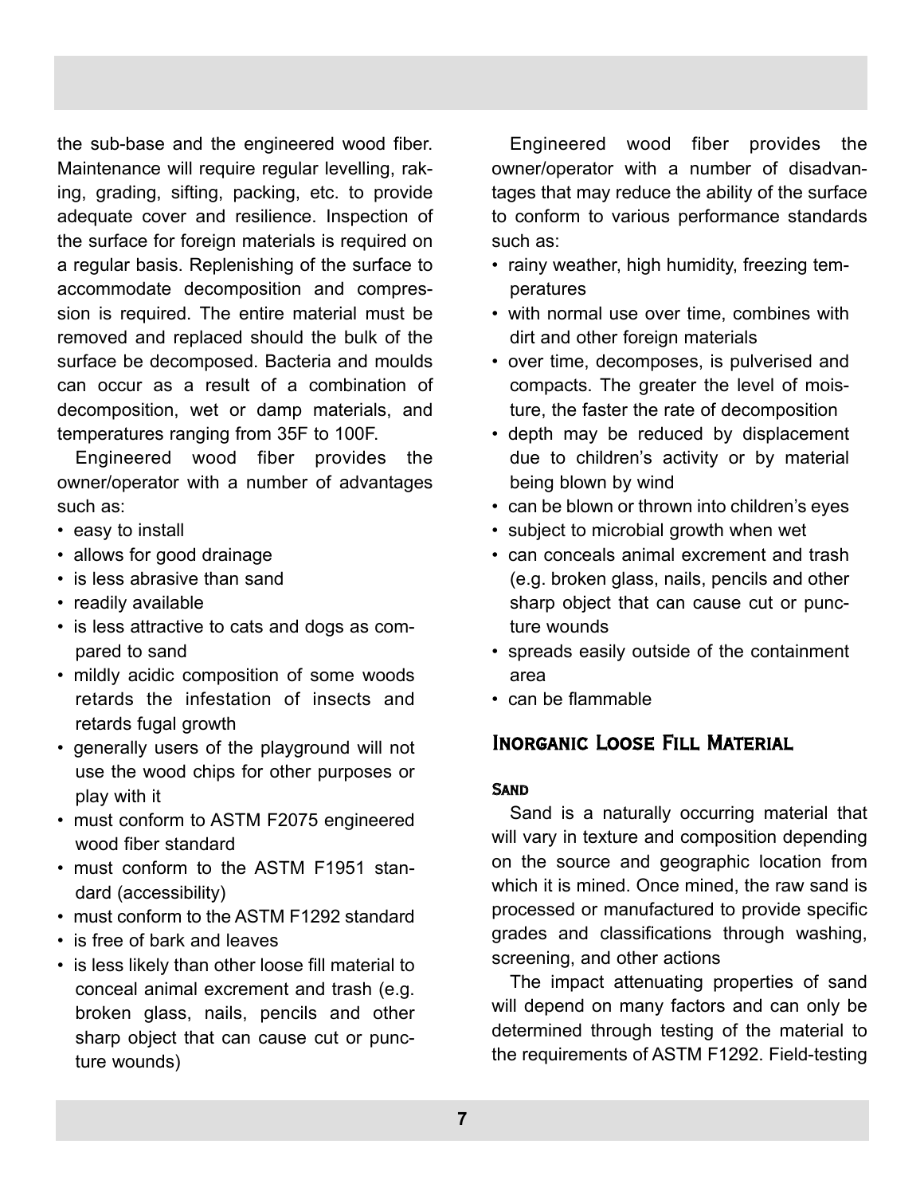the sub-base and the engineered wood fiber. Maintenance will require regular levelling, raking, grading, sifting, packing, etc. to provide adequate cover and resilience. Inspection of the surface for foreign materials is required on a regular basis. Replenishing of the surface to accommodate decomposition and compression is required. The entire material must be removed and replaced should the bulk of the surface be decomposed. Bacteria and moulds can occur as a result of a combination of decomposition, wet or damp materials, and temperatures ranging from 35F to 100F.

Engineered wood fiber provides the owner/operator with a number of advantages such as:

- easy to install
- allows for good drainage
- is less abrasive than sand
- readily available
- is less attractive to cats and dogs as compared to sand
- mildly acidic composition of some woods retards the infestation of insects and retards fugal growth
- generally users of the playground will not use the wood chips for other purposes or play with it
- must conform to ASTM F2075 engineered wood fiber standard
- must conform to the ASTM F1951 standard (accessibility)
- must conform to the ASTM F1292 standard
- is free of bark and leaves
- is less likely than other loose fill material to conceal animal excrement and trash (e.g. broken glass, nails, pencils and other sharp object that can cause cut or puncture wounds)

Engineered wood fiber provides the owner/operator with a number of disadvantages that may reduce the ability of the surface to conform to various performance standards such as:

- rainy weather, high humidity, freezing temperatures
- with normal use over time, combines with dirt and other foreign materials
- over time, decomposes, is pulverised and compacts. The greater the level of moisture, the faster the rate of decomposition
- depth may be reduced by displacement due to children's activity or by material being blown by wind
- can be blown or thrown into children's eyes
- subject to microbial growth when wet
- can conceals animal excrement and trash (e.g. broken glass, nails, pencils and other sharp object that can cause cut or puncture wounds
- spreads easily outside of the containment area
- can be flammable

## Inorganic Loose Fill Material

### Sand

Sand is a naturally occurring material that will vary in texture and composition depending on the source and geographic location from which it is mined. Once mined, the raw sand is processed or manufactured to provide specific grades and classifications through washing, screening, and other actions

The impact attenuating properties of sand will depend on many factors and can only be determined through testing of the material to the requirements of ASTM F1292. Field-testing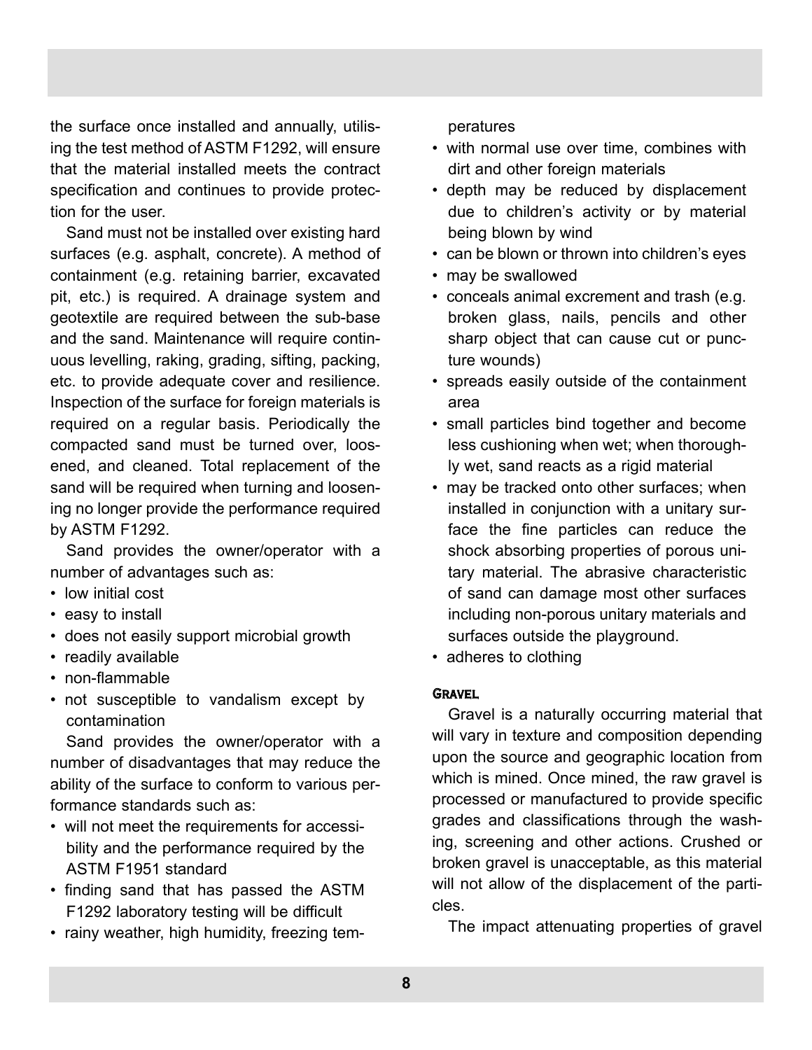the surface once installed and annually, utilising the test method of ASTM F1292, will ensure that the material installed meets the contract specification and continues to provide protection for the user.

Sand must not be installed over existing hard surfaces (e.g. asphalt, concrete). A method of containment (e.g. retaining barrier, excavated pit, etc.) is required. A drainage system and geotextile are required between the sub-base and the sand. Maintenance will require continuous levelling, raking, grading, sifting, packing, etc. to provide adequate cover and resilience. Inspection of the surface for foreign materials is required on a regular basis. Periodically the compacted sand must be turned over, loosened, and cleaned. Total replacement of the sand will be required when turning and loosening no longer provide the performance required by ASTM F1292.

Sand provides the owner/operator with a number of advantages such as:

- low initial cost
- easy to install
- does not easily support microbial growth
- readily available
- non-flammable
- not susceptible to vandalism except by contamination

Sand provides the owner/operator with a number of disadvantages that may reduce the ability of the surface to conform to various performance standards such as:

- will not meet the requirements for accessibility and the performance required by the ASTM F1951 standard
- finding sand that has passed the ASTM F1292 laboratory testing will be difficult
- rainy weather, high humidity, freezing temperatures
- with normal use over time, combines with dirt and other foreign materials
- depth may be reduced by displacement due to children's activity or by material being blown by wind
- can be blown or thrown into children's eyes
- may be swallowed
- conceals animal excrement and trash (e.g. broken glass, nails, pencils and other sharp object that can cause cut or puncture wounds)
- spreads easily outside of the containment area
- small particles bind together and become less cushioning when wet; when thoroughly wet, sand reacts as a rigid material
- may be tracked onto other surfaces; when installed in conjunction with a unitary surface the fine particles can reduce the shock absorbing properties of porous unitary material. The abrasive characteristic of sand can damage most other surfaces including non-porous unitary materials and surfaces outside the playground.
- adheres to clothing

#### Gravel

Gravel is a naturally occurring material that will vary in texture and composition depending upon the source and geographic location from which is mined. Once mined, the raw gravel is processed or manufactured to provide specific grades and classifications through the washing, screening and other actions. Crushed or broken gravel is unacceptable, as this material will not allow of the displacement of the particles.

The impact attenuating properties of gravel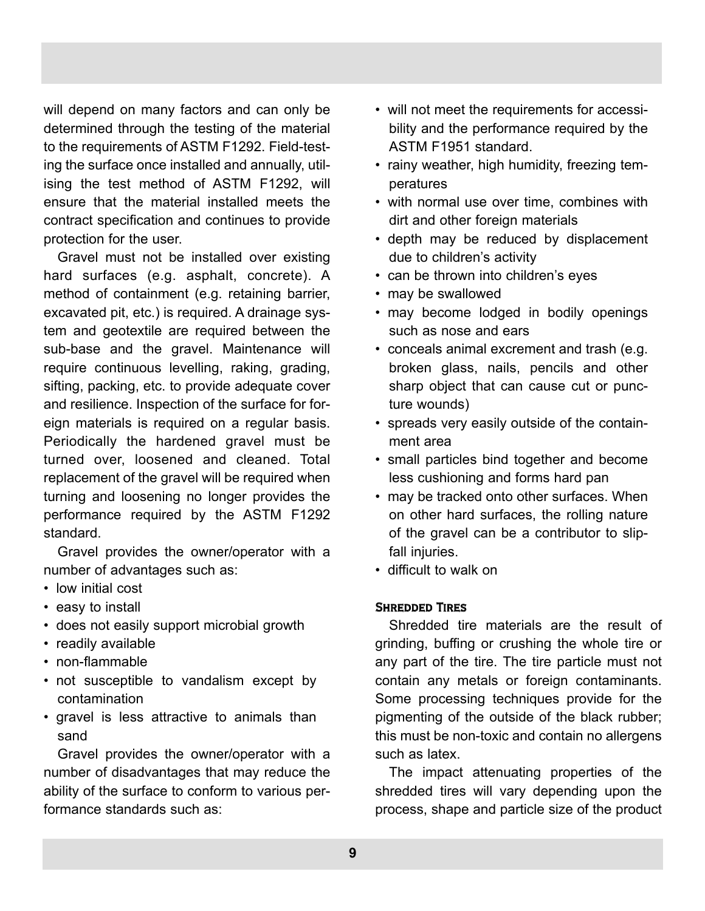will depend on many factors and can only be determined through the testing of the material to the requirements of ASTM F1292. Field-testing the surface once installed and annually, utilising the test method of ASTM F1292, will ensure that the material installed meets the contract specification and continues to provide protection for the user.

Gravel must not be installed over existing hard surfaces (e.g. asphalt, concrete). A method of containment (e.g. retaining barrier, excavated pit, etc.) is required. A drainage system and geotextile are required between the sub-base and the gravel. Maintenance will require continuous levelling, raking, grading, sifting, packing, etc. to provide adequate cover and resilience. Inspection of the surface for foreign materials is required on a regular basis. Periodically the hardened gravel must be turned over, loosened and cleaned. Total replacement of the gravel will be required when turning and loosening no longer provides the performance required by the ASTM F1292 standard.

Gravel provides the owner/operator with a number of advantages such as:

- low initial cost
- easy to install
- does not easily support microbial growth
- readily available
- non-flammable
- not susceptible to vandalism except by contamination
- gravel is less attractive to animals than sand

Gravel provides the owner/operator with a number of disadvantages that may reduce the ability of the surface to conform to various performance standards such as:

- will not meet the requirements for accessibility and the performance required by the ASTM F1951 standard.
- rainy weather, high humidity, freezing temperatures
- with normal use over time, combines with dirt and other foreign materials
- depth may be reduced by displacement due to children's activity
- can be thrown into children's eyes
- may be swallowed
- may become lodged in bodily openings such as nose and ears
- conceals animal excrement and trash (e.g. broken glass, nails, pencils and other sharp object that can cause cut or puncture wounds)
- spreads very easily outside of the containment area
- small particles bind together and become less cushioning and forms hard pan
- may be tracked onto other surfaces. When on other hard surfaces, the rolling nature of the gravel can be a contributor to slip-fall injuries.
- difficult to walk on

### Shredded Tires

Shredded tire materials are the result of grinding, buffing or crushing the whole tire or any part of the tire. The tire particle must not contain any metals or foreign contaminants. Some processing techniques provide for the pigmenting of the outside of the black rubber; this must be non-toxic and contain no allergens such as latex.

The impact attenuating properties of the shredded tires will vary depending upon the process, shape and particle size of the product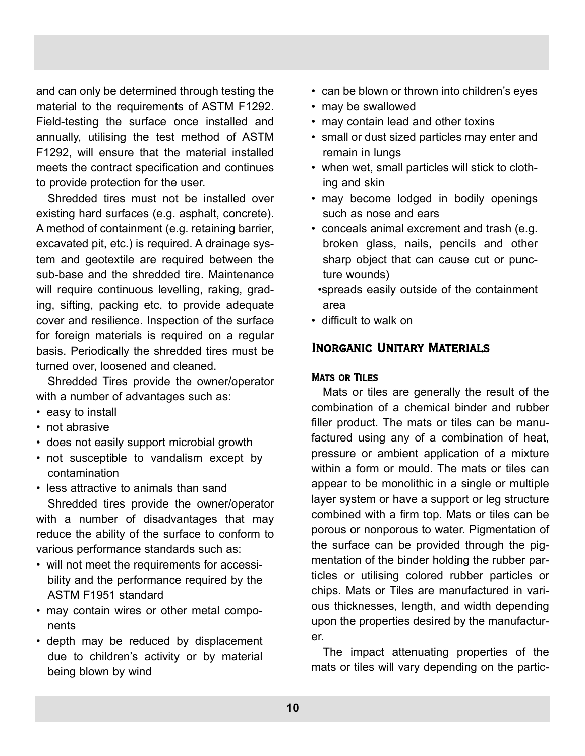and can only be determined through testing the material to the requirements of ASTM F1292. Field-testing the surface once installed and annually, utilising the test method of ASTM F1292, will ensure that the material installed meets the contract specification and continues to provide protection for the user.

Shredded tires must not be installed over existing hard surfaces (e.g. asphalt, concrete). A method of containment (e.g. retaining barrier, excavated pit, etc.) is required. A drainage system and geotextile are required between the sub-base and the shredded tire. Maintenance will require continuous levelling, raking, grading, sifting, packing etc. to provide adequate cover and resilience. Inspection of the surface for foreign materials is required on a regular basis. Periodically the shredded tires must be turned over, loosened and cleaned.

Shredded Tires provide the owner/operator with a number of advantages such as:

- easy to install
- not abrasive
- does not easily support microbial growth
- not susceptible to vandalism except by contamination
- less attractive to animals than sand

Shredded tires provide the owner/operator with a number of disadvantages that may reduce the ability of the surface to conform to various performance standards such as:

- will not meet the requirements for accessibility and the performance required by the ASTM F1951 standard
- may contain wires or other metal components
- depth may be reduced by displacement due to children's activity or by material being blown by wind
- can be blown or thrown into children's eyes
- may be swallowed
- may contain lead and other toxins
- small or dust sized particles may enter and remain in lungs
- when wet, small particles will stick to clothing and skin
- may become lodged in bodily openings such as nose and ears
- conceals animal excrement and trash (e.g. broken glass, nails, pencils and other sharp object that can cause cut or puncture wounds)
- spreads easily outside of the containment area
- difficult to walk on

## Inorganic Unitary Materials

### Mats or Tiles

Mats or tiles are generally the result of the combination of a chemical binder and rubber filler product. The mats or tiles can be manufactured using any of a combination of heat, pressure or ambient application of a mixture within a form or mould. The mats or tiles can appear to be monolithic in a single or multiple layer system or have a support or leg structure combined with a firm top. Mats or tiles can be porous or nonporous to water. Pigmentation of the surface can be provided through the pigmentation of the binder holding the rubber particles or utilising colored rubber particles or chips. Mats or Tiles are manufactured in various thicknesses, length, and width depending upon the properties desired by the manufacturer.

The impact attenuating properties of the mats or tiles will vary depending on the partic-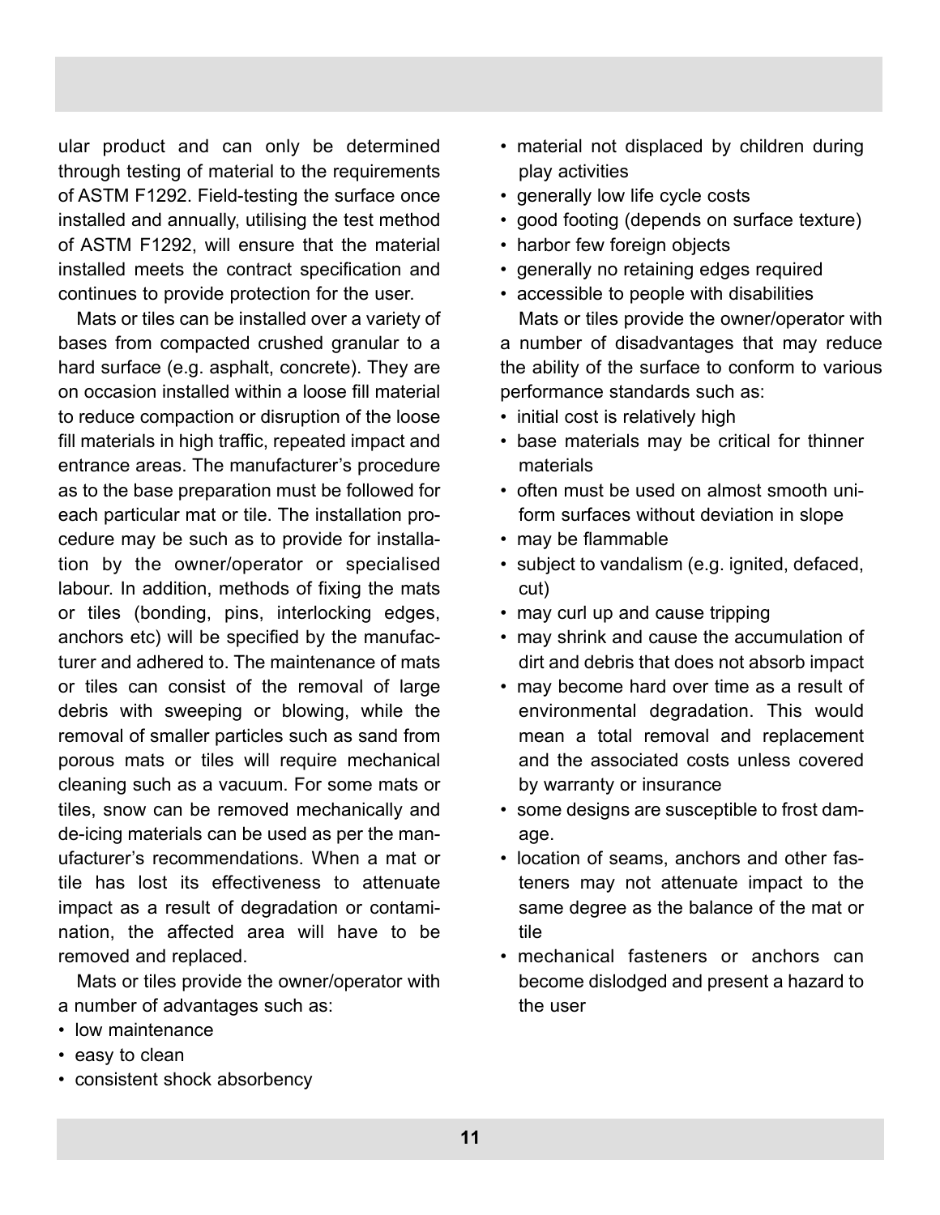ular product and can only be determined through testing of material to the requirements of ASTM F1292. Field-testing the surface once installed and annually, utilising the test method of ASTM F1292, will ensure that the material installed meets the contract specification and continues to provide protection for the user.

Mats or tiles can be installed over a variety of bases from compacted crushed granular to a hard surface (e.g. asphalt, concrete). They are on occasion installed within a loose fill material to reduce compaction or disruption of the loose fill materials in high traffic, repeated impact and entrance areas. The manufacturer's procedure as to the base preparation must be followed for each particular mat or tile. The installation procedure may be such as to provide for installation by the owner/operator or specialised labour. In addition, methods of fixing the mats or tiles (bonding, pins, interlocking edges, anchors etc) will be specified by the manufacturer and adhered to. The maintenance of mats or tiles can consist of the removal of large debris with sweeping or blowing, while the removal of smaller particles such as sand from porous mats or tiles will require mechanical cleaning such as a vacuum. For some mats or tiles, snow can be removed mechanically and de-icing materials can be used as per the manufacturer's recommendations. When a mat or tile has lost its effectiveness to attenuate impact as a result of degradation or contamination, the affected area will have to be removed and replaced.

Mats or tiles provide the owner/operator with a number of advantages such as:

- low maintenance
- easy to clean
- consistent shock absorbency
- material not displaced by children during play activities
- generally low life cycle costs
- good footing (depends on surface texture)
- harbor few foreign objects
- generally no retaining edges required
- accessible to people with disabilities

Mats or tiles provide the owner/operator with a number of disadvantages that may reduce the ability of the surface to conform to various performance standards such as:

- initial cost is relatively high
- base materials may be critical for thinner materials
- often must be used on almost smooth uniform surfaces without deviation in slope
- may be flammable
- subject to vandalism (e.g. ignited, defaced, cut)
- may curl up and cause tripping
- may shrink and cause the accumulation of dirt and debris that does not absorb impact
- may become hard over time as a result of environmental degradation. This would mean a total removal and replacement and the associated costs unless covered by warranty or insurance
- some designs are susceptible to frost damage.
- location of seams, anchors and other fasteners may not attenuate impact to the same degree as the balance of the mat or tile
- mechanical fasteners or anchors can become dislodged and present a hazard to the user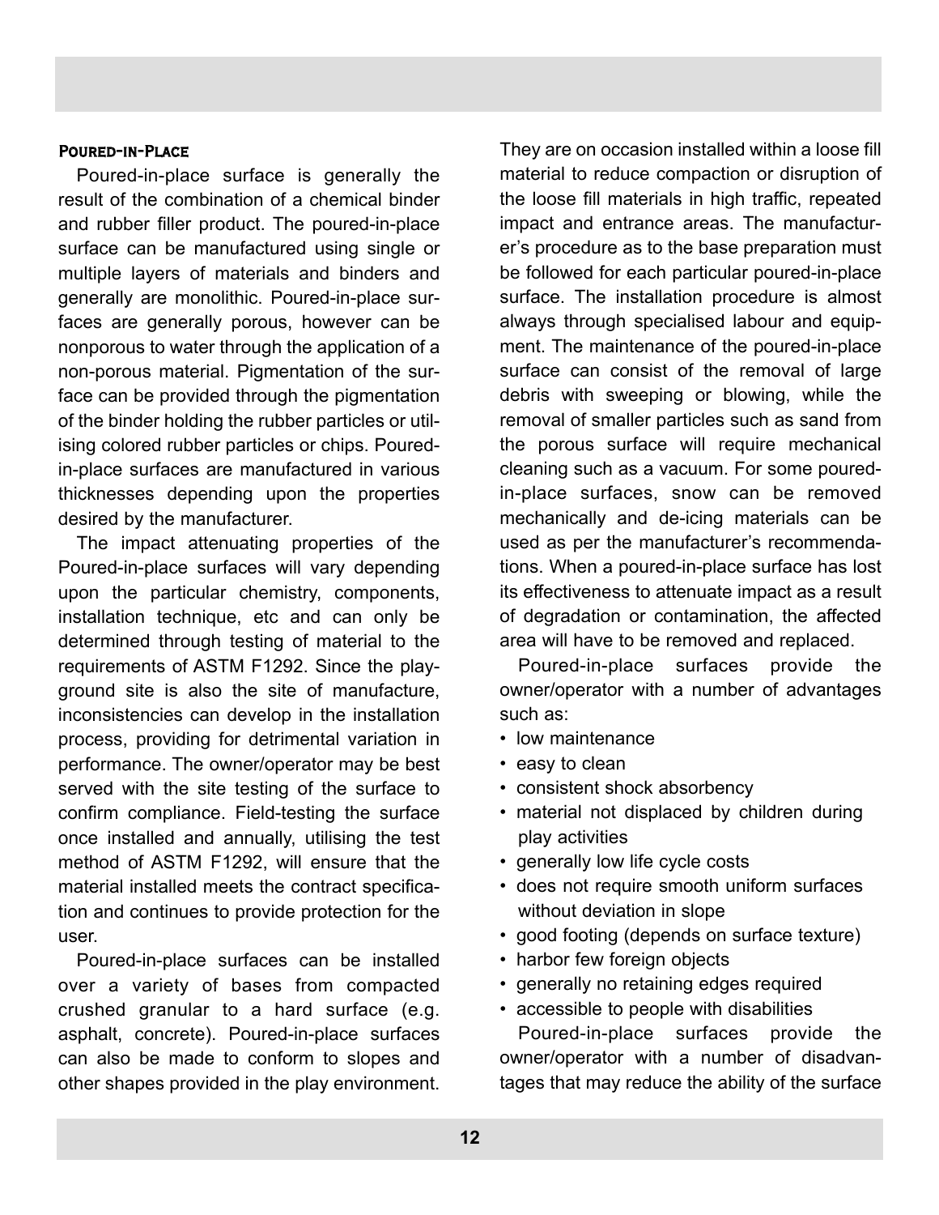### Poured-in-Place

Poured-in-place surface is generally the result of the combination of a chemical binder and rubber filler product. The poured-in-place surface can be manufactured using single or multiple layers of materials and binders and generally are monolithic. Poured-in-place surfaces are generally porous, however can be nonporous to water through the application of a non-porous material. Pigmentation of the surface can be provided through the pigmentation of the binder holding the rubber particles or utilising colored rubber particles or chips. Poured-in-place surfaces are manufactured in various thicknesses depending upon the properties desired by the manufacturer.

The impact attenuating properties of the Poured-in-place surfaces will vary depending upon the particular chemistry, components, installation technique, etc and can only be determined through testing of material to the requirements of ASTM F1292. Since the playground site is also the site of manufacture, inconsistencies can develop in the installation process, providing for detrimental variation in performance. The owner/operator may be best served with the site testing of the surface to confirm compliance. Field-testing the surface once installed and annually, utilising the test method of ASTM F1292, will ensure that the material installed meets the contract specification and continues to provide protection for the user.

Poured-in-place surfaces can be installed over a variety of bases from compacted crushed granular to a hard surface (e.g. asphalt, concrete). Poured-in-place surfaces can also be made to conform to slopes and other shapes provided in the play environment. They are on occasion installed within a loose fill material to reduce compaction or disruption of the loose fill materials in high traffic, repeated impact and entrance areas. The manufacturer's procedure as to the base preparation must be followed for each particular poured-in-place surface. The installation procedure is almost always through specialised labour and equipment. The maintenance of the poured-in-place surface can consist of the removal of large debris with sweeping or blowing, while the removal of smaller particles such as sand from the porous surface will require mechanical cleaning such as a vacuum. For some poured-in-place surfaces, snow can be removed mechanically and de-icing materials can be used as per the manufacturer's recommendations. When a poured-in-place surface has lost its effectiveness to attenuate impact as a result of degradation or contamination, the affected area will have to be removed and replaced.

Poured-in-place surfaces provide the owner/operator with a number of advantages such as:

- low maintenance
- easy to clean
- consistent shock absorbency
- material not displaced by children during play activities
- generally low life cycle costs
- does not require smooth uniform surfaces without deviation in slope
- good footing (depends on surface texture)
- harbor few foreign objects
- generally no retaining edges required
- accessible to people with disabilities

Poured-in-place surfaces provide the owner/operator with a number of disadvantages that may reduce the ability of the surface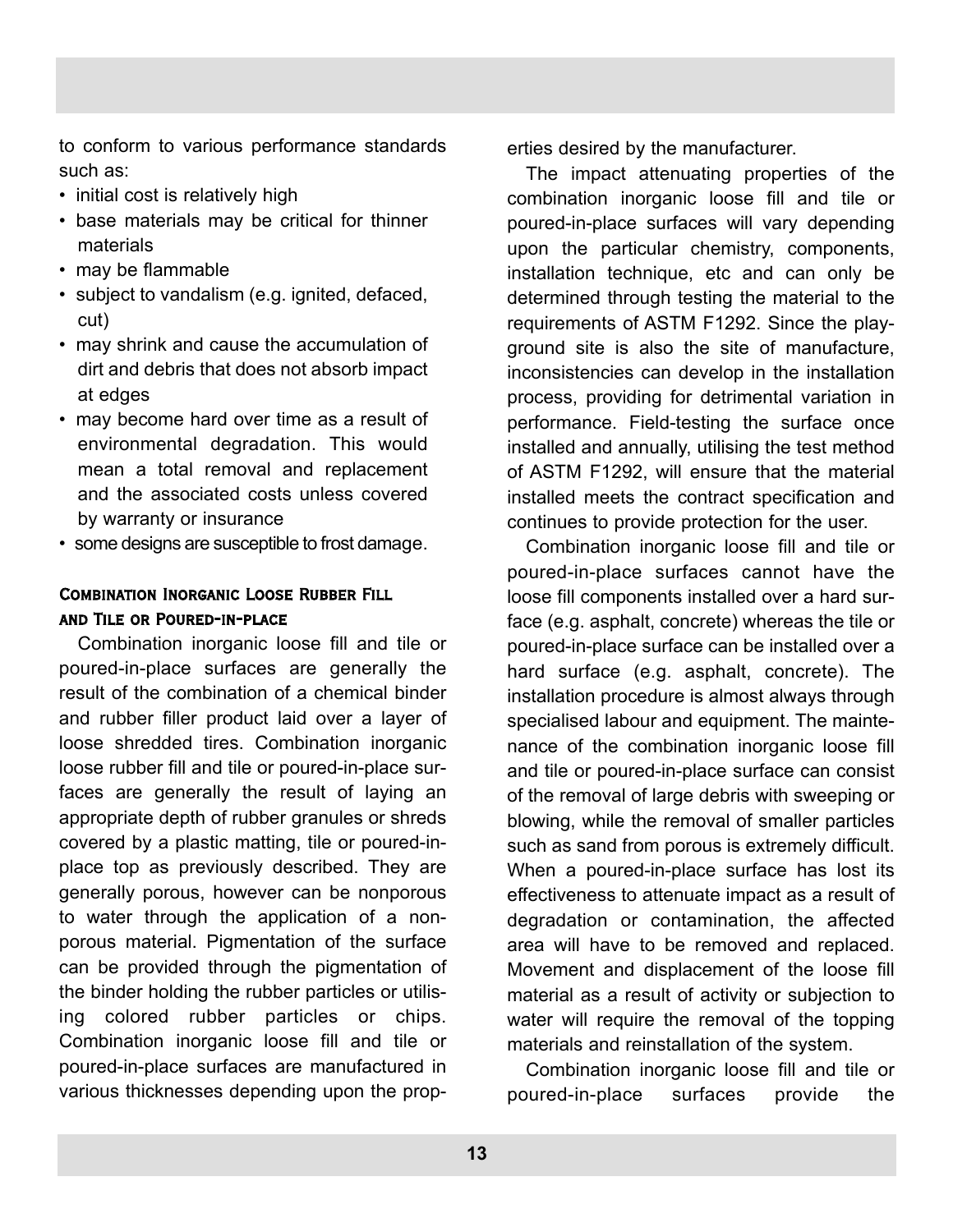to conform to various performance standards such as:

- initial cost is relatively high
- base materials may be critical for thinner materials
- may be flammable
- subject to vandalism (e.g. ignited, defaced, cut)
- may shrink and cause the accumulation of dirt and debris that does not absorb impact at edges
- may become hard over time as a result of environmental degradation. This would mean a total removal and replacement and the associated costs unless covered by warranty or insurance
- some designs are susceptible to frost damage.

### Combination Inorganic Loose Rubber Fill and Tile or Poured-in-place

Combination inorganic loose fill and tile or poured-in-place surfaces are generally the result of the combination of a chemical binder and rubber filler product laid over a layer of loose shredded tires. Combination inorganic loose rubber fill and tile or poured-in-place surfaces are generally the result of laying an appropriate depth of rubber granules or shreds covered by a plastic matting, tile or poured-in-place top as previously described. They are generally porous, however can be nonporous to water through the application of a non-porous material. Pigmentation of the surface can be provided through the pigmentation of the binder holding the rubber particles or utilising colored rubber particles or chips. Combination inorganic loose fill and tile or poured-in-place surfaces are manufactured in various thicknesses depending upon the properties desired by the manufacturer.

The impact attenuating properties of the combination inorganic loose fill and tile or poured-in-place surfaces will vary depending upon the particular chemistry, components, installation technique, etc and can only be determined through testing the material to the requirements of ASTM F1292. Since the playground site is also the site of manufacture, inconsistencies can develop in the installation process, providing for detrimental variation in performance. Field-testing the surface once installed and annually, utilising the test method of ASTM F1292, will ensure that the material installed meets the contract specification and continues to provide protection for the user.

Combination inorganic loose fill and tile or poured-in-place surfaces cannot have the loose fill components installed over a hard surface (e.g. asphalt, concrete) whereas the tile or poured-in-place surface can be installed over a hard surface (e.g. asphalt, concrete). The installation procedure is almost always through specialised labour and equipment. The maintenance of the combination inorganic loose fill and tile or poured-in-place surface can consist of the removal of large debris with sweeping or blowing, while the removal of smaller particles such as sand from porous is extremely difficult. When a poured-in-place surface has lost its effectiveness to attenuate impact as a result of degradation or contamination, the affected area will have to be removed and replaced. Movement and displacement of the loose fill material as a result of activity or subjection to water will require the removal of the topping materials and reinstallation of the system.

Combination inorganic loose fill and tile or poured-in-place surfaces provide the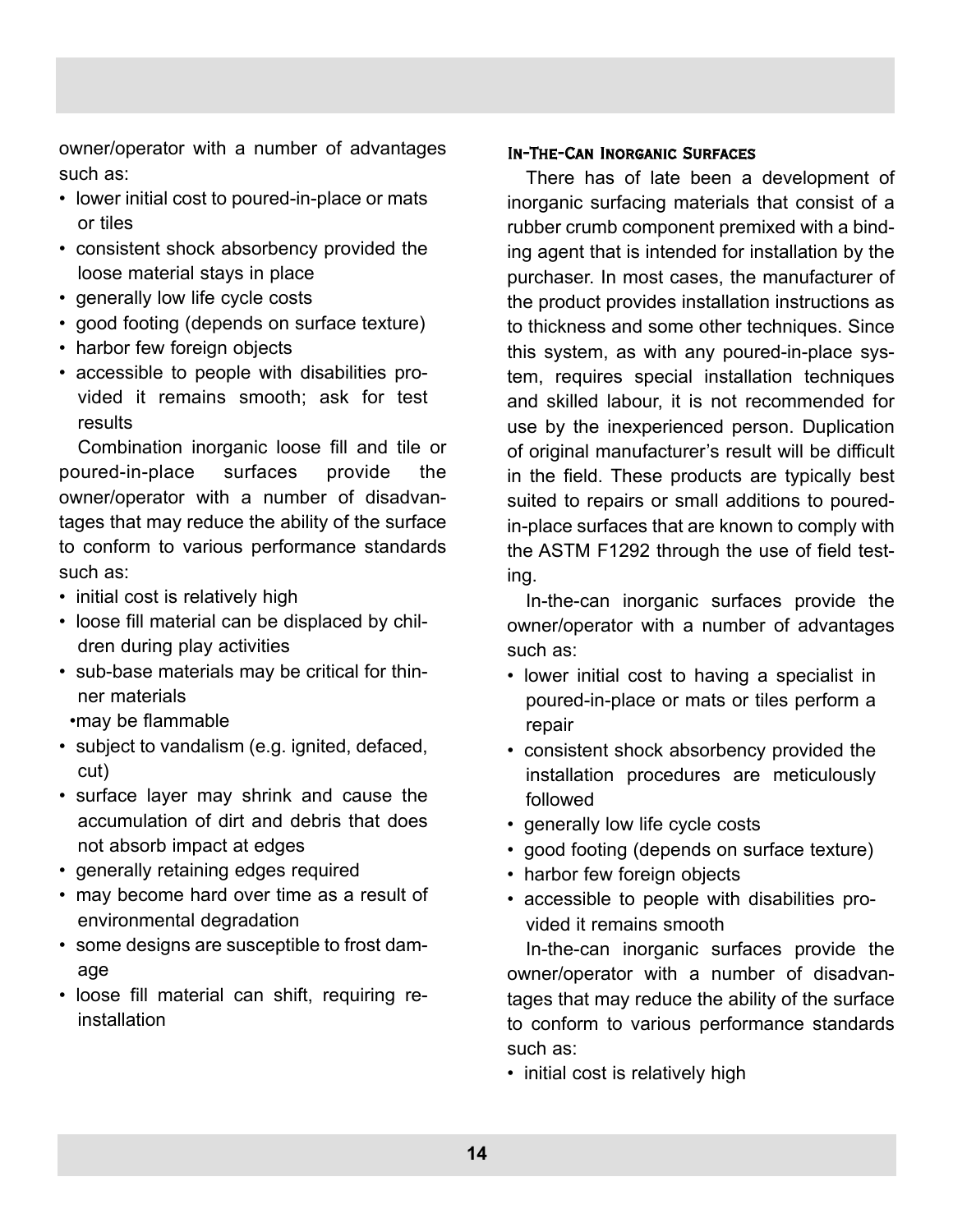owner/operator with a number of advantages such as:

- lower initial cost to poured-in-place or mats or tiles
- consistent shock absorbency provided the loose material stays in place
- generally low life cycle costs
- good footing (depends on surface texture)
- harbor few foreign objects
- accessible to people with disabilities provided it remains smooth; ask for test results

Combination inorganic loose fill and tile or poured-in-place surfaces provide the owner/operator with a number of disadvantages that may reduce the ability of the surface to conform to various performance standards such as:

- initial cost is relatively high
- loose fill material can be displaced by children during play activities
- sub-base materials may be critical for thinner materials
- may be flammable
- subject to vandalism (e.g. ignited, defaced, cut)
- surface layer may shrink and cause the accumulation of dirt and debris that does not absorb impact at edges
- generally retaining edges required
- may become hard over time as a result of environmental degradation
- some designs are susceptible to frost damage
- loose fill material can shift, requiring re-installation

### In-The-Can Inorganic Surfaces

There has of late been a development of inorganic surfacing materials that consist of a rubber crumb component premixed with a binding agent that is intended for installation by the purchaser. In most cases, the manufacturer of the product provides installation instructions as to thickness and some other techniques. Since this system, as with any poured-in-place system, requires special installation techniques and skilled labour, it is not recommended for use by the inexperienced person. Duplication of original manufacturer's result will be difficult in the field. These products are typically best suited to repairs or small additions to poured-in-place surfaces that are known to comply with the ASTM F1292 through the use of field testing.

In-the-can inorganic surfaces provide the owner/operator with a number of advantages such as:

- lower initial cost to having a specialist in poured-in-place or mats or tiles perform a repair
- consistent shock absorbency provided the installation procedures are meticulously followed
- generally low life cycle costs
- good footing (depends on surface texture)
- harbor few foreign objects
- accessible to people with disabilities provided it remains smooth

In-the-can inorganic surfaces provide the owner/operator with a number of disadvantages that may reduce the ability of the surface to conform to various performance standards such as:

- initial cost is relatively high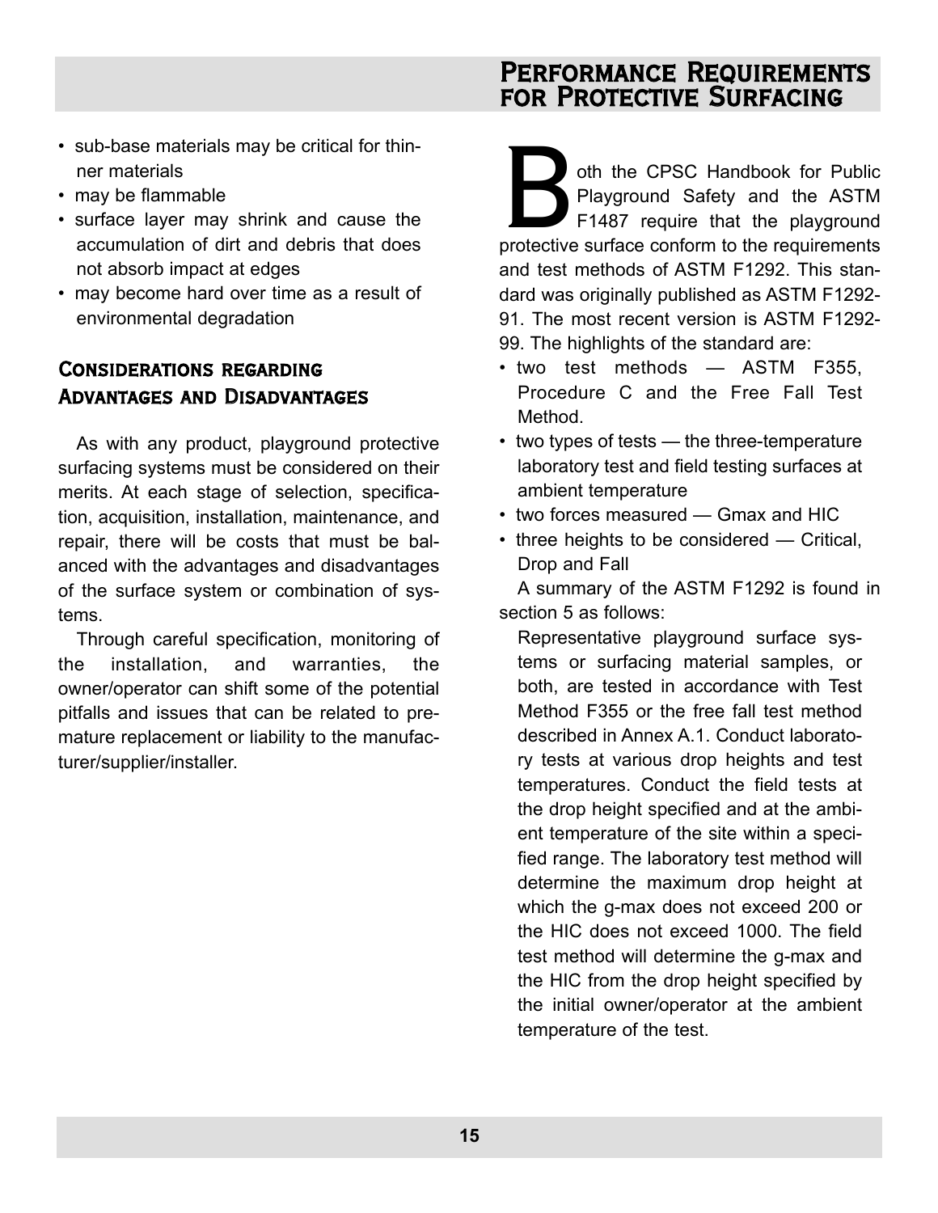- sub-base materials may be critical for thinner materials
- may be flammable
- surface layer may shrink and cause the accumulation of dirt and debris that does not absorb impact at edges
- may become hard over time as a result of environmental degradation

### Considerations regarding Advantages and Disadvantages

As with any product, playground protective surfacing systems must be considered on their merits. At each stage of selection, specification, acquisition, installation, maintenance, and repair, there will be costs that must be balanced with the advantages and disadvantages of the surface system or combination of systems.

Through careful specification, monitoring of the installation, and warranties, the owner/operator can shift some of the potential pitfalls and issues that can be related to premature replacement or liability to the manufacturer/supplier/installer.

## Performance Requirements for Protective Surfacing

Both the CPSC Handbook for Public Playground Safety and the ASTM F1487 require that the playground protective surface conform to the requirements and test methods of ASTM F1292. This standard was originally published as ASTM F1292-91. The most recent version is ASTM F1292-99. The highlights of the standard are:

- two test methods — ASTM F355, Procedure C and the Free Fall Test Method.
- two types of tests — the three-temperature laboratory test and field testing surfaces at ambient temperature
- two forces measured — Gmax and HIC
- three heights to be considered — Critical, Drop and Fall

A summary of the ASTM F1292 is found in section 5 as follows:

> Representative playground surface systems or surfacing material samples, or both, are tested in accordance with Test Method F355 or the free fall test method described in Annex A.1. Conduct laboratory tests at various drop heights and test temperatures. Conduct the field tests at the drop height specified and at the ambient temperature of the site within a specified range. The laboratory test method will determine the maximum drop height at which the g-max does not exceed 200 or the HIC does not exceed 1000. The field test method will determine the g-max and the HIC from the drop height specified by the initial owner/operator at the ambient temperature of the test.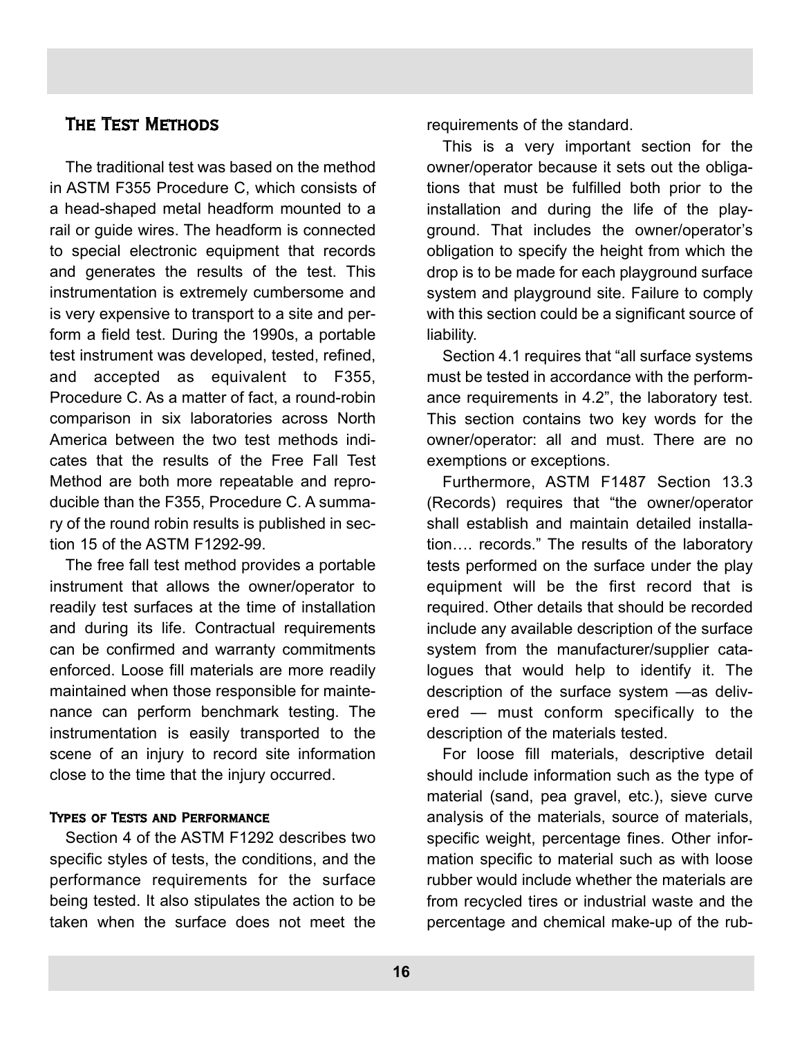## The Test Methods

The traditional test was based on the method in ASTM F355 Procedure C, which consists of a head-shaped metal headform mounted to a rail or guide wires. The headform is connected to special electronic equipment that records and generates the results of the test. This instrumentation is extremely cumbersome and is very expensive to transport to a site and perform a field test. During the 1990s, a portable test instrument was developed, tested, refined, and accepted as equivalent to F355, Procedure C. As a matter of fact, a round-robin comparison in six laboratories across North America between the two test methods indicates that the results of the Free Fall Test Method are both more repeatable and reproducible than the F355, Procedure C. A summary of the round robin results is published in section 15 of the ASTM F1292-99.

The free fall test method provides a portable instrument that allows the owner/operator to readily test surfaces at the time of installation and during its life. Contractual requirements can be confirmed and warranty commitments enforced. Loose fill materials are more readily maintained when those responsible for maintenance can perform benchmark testing. The instrumentation is easily transported to the scene of an injury to record site information close to the time that the injury occurred.

### Types of Tests and Performance

Section 4 of the ASTM F1292 describes two specific styles of tests, the conditions, and the performance requirements for the surface being tested. It also stipulates the action to be taken when the surface does not meet the requirements of the standard.

This is a very important section for the owner/operator because it sets out the obligations that must be fulfilled both prior to the installation and during the life of the playground. That includes the owner/operator's obligation to specify the height from which the drop is to be made for each playground surface system and playground site. Failure to comply with this section could be a significant source of liability.

Section 4.1 requires that "all surface systems must be tested in accordance with the performance requirements in 4.2", the laboratory test. This section contains two key words for the owner/operator: all and must. There are no exemptions or exceptions.

Furthermore, ASTM F1487 Section 13.3 (Records) requires that "the owner/operator shall establish and maintain detailed installation…. records." The results of the laboratory tests performed on the surface under the play equipment will be the first record that is required. Other details that should be recorded include any available description of the surface system from the manufacturer/supplier catalogues that would help to identify it. The description of the surface system —as delivered — must conform specifically to the description of the materials tested.

For loose fill materials, descriptive detail should include information such as the type of material (sand, pea gravel, etc.), sieve curve analysis of the materials, source of materials, specific weight, percentage fines. Other information specific to material such as with loose rubber would include whether the materials are from recycled tires or industrial waste and the percentage and chemical make-up of the rub-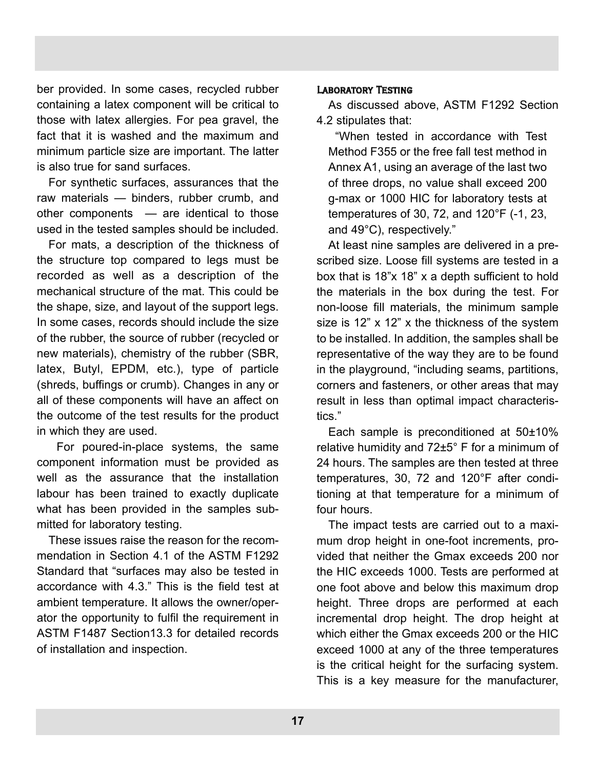ber provided. In some cases, recycled rubber containing a latex component will be critical to those with latex allergies. For pea gravel, the fact that it is washed and the maximum and minimum particle size are important. The latter is also true for sand surfaces.

For synthetic surfaces, assurances that the raw materials — binders, rubber crumb, and other components — are identical to those used in the tested samples should be included.

For mats, a description of the thickness of the structure top compared to legs must be recorded as well as a description of the mechanical structure of the mat. This could be the shape, size, and layout of the support legs. In some cases, records should include the size of the rubber, the source of rubber (recycled or new materials), chemistry of the rubber (SBR, latex, Butyl, EPDM, etc.), type of particle (shreds, buffings or crumb). Changes in any or all of these components will have an affect on the outcome of the test results for the product in which they are used.

For poured-in-place systems, the same component information must be provided as well as the assurance that the installation labour has been trained to exactly duplicate what has been provided in the samples submitted for laboratory testing.

These issues raise the reason for the recommendation in Section 4.1 of the ASTM F1292 Standard that "surfaces may also be tested in accordance with 4.3." This is the field test at ambient temperature. It allows the owner/operator the opportunity to fulfil the requirement in ASTM F1487 Section13.3 for detailed records of installation and inspection.

### Laboratory Testing

As discussed above, ASTM F1292 Section 4.2 stipulates that:

> "When tested in accordance with Test Method F355 or the free fall test method in Annex A1, using an average of the last two of three drops, no value shall exceed 200 g-max or 1000 HIC for laboratory tests at temperatures of 30, 72, and 120°F (-1, 23, and 49°C), respectively."

At least nine samples are delivered in a prescribed size. Loose fill systems are tested in a box that is 18"x 18" x a depth sufficient to hold the materials in the box during the test. For non-loose fill materials, the minimum sample size is 12" x 12" x the thickness of the system to be installed. In addition, the samples shall be representative of the way they are to be found in the playground, "including seams, partitions, corners and fasteners, or other areas that may result in less than optimal impact characteristics."

Each sample is preconditioned at 50±10% relative humidity and 72±5° F for a minimum of 24 hours. The samples are then tested at three temperatures, 30, 72 and 120°F after conditioning at that temperature for a minimum of four hours.

The impact tests are carried out to a maximum drop height in one-foot increments, provided that neither the Gmax exceeds 200 nor the HIC exceeds 1000. Tests are performed at one foot above and below this maximum drop height. Three drops are performed at each incremental drop height. The drop height at which either the Gmax exceeds 200 or the HIC exceed 1000 at any of the three temperatures is the critical height for the surfacing system. This is a key measure for the manufacturer,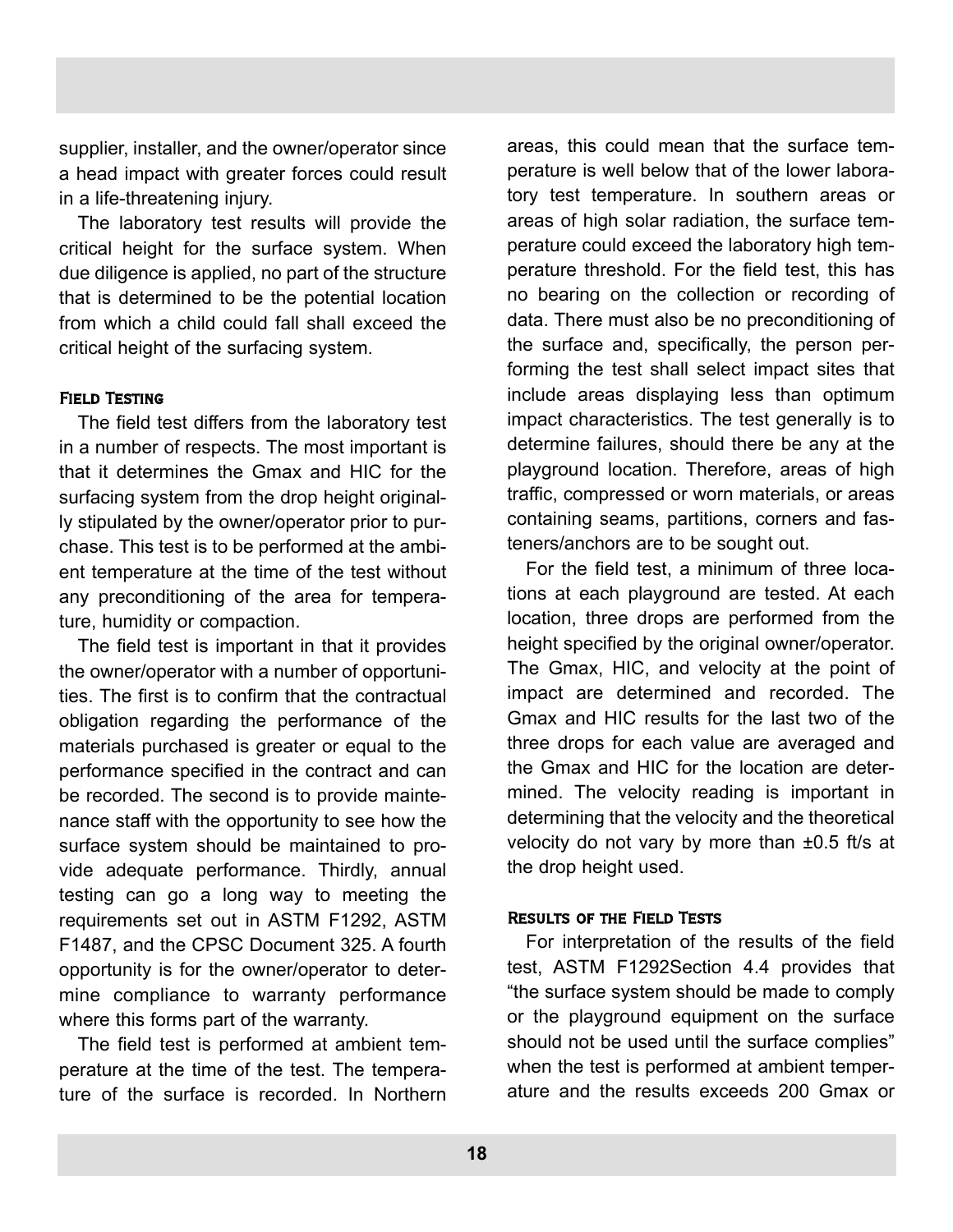supplier, installer, and the owner/operator since a head impact with greater forces could result in a life-threatening injury.

The laboratory test results will provide the critical height for the surface system. When due diligence is applied, no part of the structure that is determined to be the potential location from which a child could fall shall exceed the critical height of the surfacing system.

### Field Testing

The field test differs from the laboratory test in a number of respects. The most important is that it determines the Gmax and HIC for the surfacing system from the drop height originally stipulated by the owner/operator prior to purchase. This test is to be performed at the ambient temperature at the time of the test without any preconditioning of the area for temperature, humidity or compaction.

The field test is important in that it provides the owner/operator with a number of opportunities. The first is to confirm that the contractual obligation regarding the performance of the materials purchased is greater or equal to the performance specified in the contract and can be recorded. The second is to provide maintenance staff with the opportunity to see how the surface system should be maintained to provide adequate performance. Thirdly, annual testing can go a long way to meeting the requirements set out in ASTM F1292, ASTM F1487, and the CPSC Document 325. A fourth opportunity is for the owner/operator to determine compliance to warranty performance where this forms part of the warranty.

The field test is performed at ambient temperature at the time of the test. The temperature of the surface is recorded. In Northern areas, this could mean that the surface temperature is well below that of the lower laboratory test temperature. In southern areas or areas of high solar radiation, the surface temperature could exceed the laboratory high temperature threshold. For the field test, this has no bearing on the collection or recording of data. There must also be no preconditioning of the surface and, specifically, the person performing the test shall select impact sites that include areas displaying less than optimum impact characteristics. The test generally is to determine failures, should there be any at the playground location. Therefore, areas of high traffic, compressed or worn materials, or areas containing seams, partitions, corners and fasteners/anchors are to be sought out.

For the field test, a minimum of three locations at each playground are tested. At each location, three drops are performed from the height specified by the original owner/operator. The Gmax, HIC, and velocity at the point of impact are determined and recorded. The Gmax and HIC results for the last two of the three drops for each value are averaged and the Gmax and HIC for the location are determined. The velocity reading is important in determining that the velocity and the theoretical velocity do not vary by more than ±0.5 ft/s at the drop height used.

### Results of the Field Tests

For interpretation of the results of the field test, ASTM F1292Section 4.4 provides that "the surface system should be made to comply or the playground equipment on the surface should not be used until the surface complies" when the test is performed at ambient temperature and the results exceeds 200 Gmax or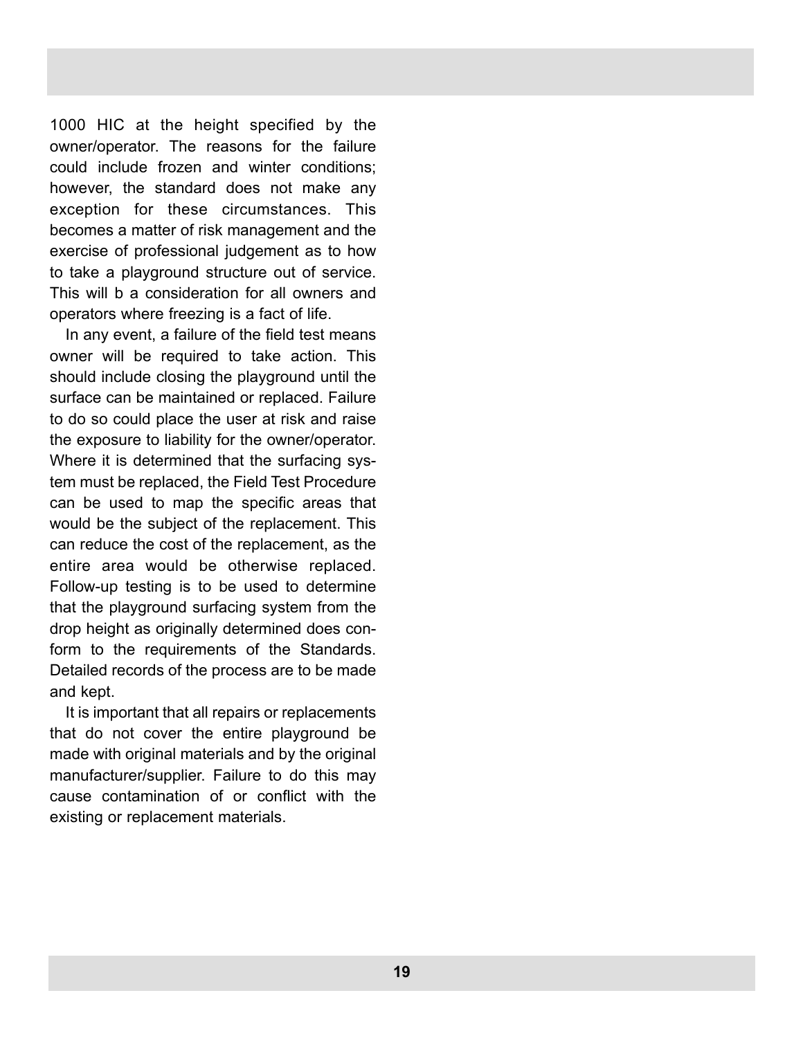1000 HIC at the height specified by the owner/operator. The reasons for the failure could include frozen and winter conditions; however, the standard does not make any exception for these circumstances. This becomes a matter of risk management and the exercise of professional judgement as to how to take a playground structure out of service. This will b a consideration for all owners and operators where freezing is a fact of life.

In any event, a failure of the field test means owner will be required to take action. This should include closing the playground until the surface can be maintained or replaced. Failure to do so could place the user at risk and raise the exposure to liability for the owner/operator. Where it is determined that the surfacing system must be replaced, the Field Test Procedure can be used to map the specific areas that would be the subject of the replacement. This can reduce the cost of the replacement, as the entire area would be otherwise replaced. Follow-up testing is to be used to determine that the playground surfacing system from the drop height as originally determined does conform to the requirements of the Standards. Detailed records of the process are to be made and kept.

It is important that all repairs or replacements that do not cover the entire playground be made with original materials and by the original manufacturer/supplier. Failure to do this may cause contamination of or conflict with the existing or replacement materials.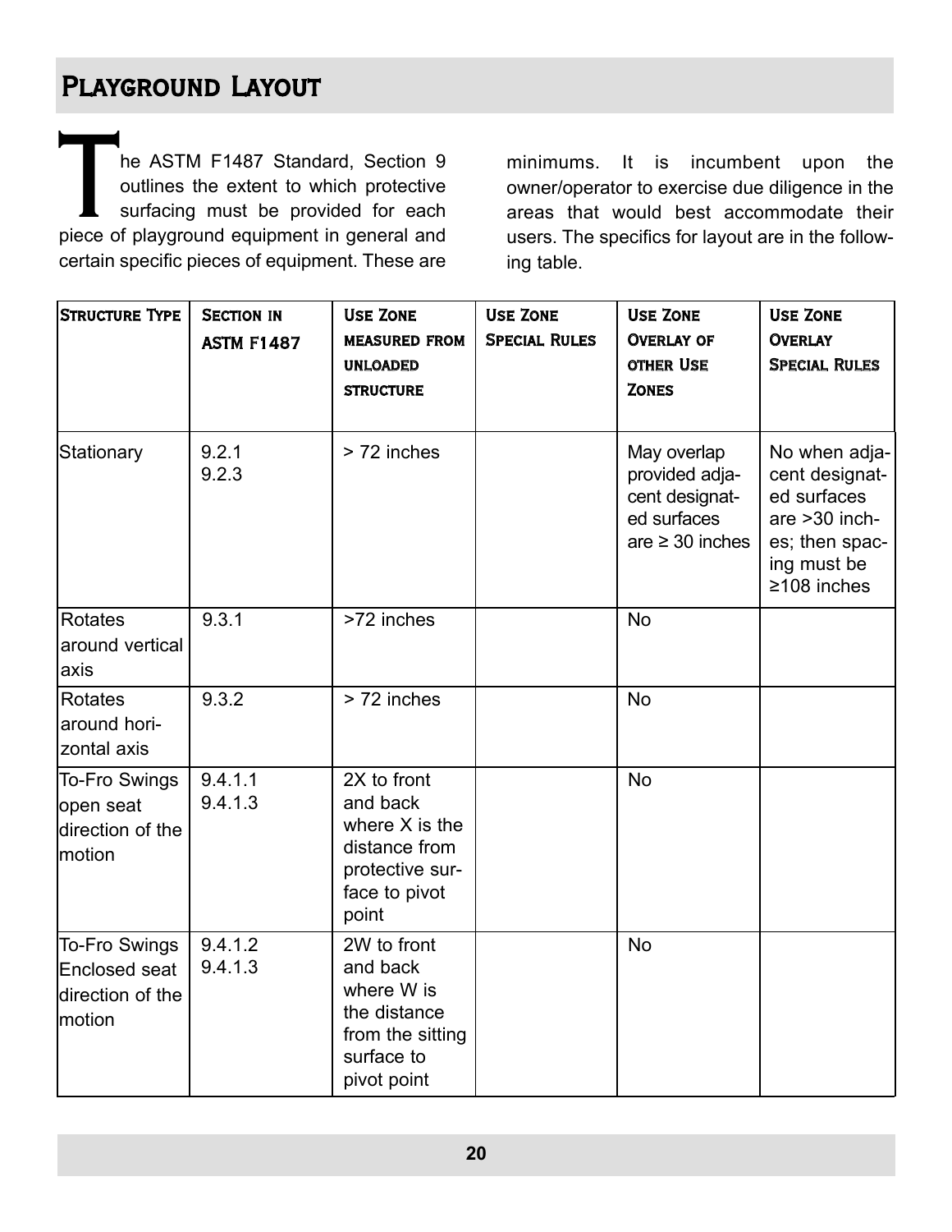# Playground Layout

The ASTM F1487 Standard, Section 9 outlines the extent to which protective surfacing must be provided for each piece of playground equipment in general and certain specific pieces of equipment. These are minimums. It is incumbent upon the owner/operator to exercise due diligence in the areas that would best accommodate their users. The specifics for layout are in the following table.

| Structure Type | Section in ASTM F1487 | Use Zone measured from unloaded structure | Use Zone Special Rules | Use Zone Overlay of other Use Zones | Use Zone Overlay Special Rules |
|---|---|---|---|---|---|
| Stationary | 9.2.1<br>9.2.3 | > 72 inches | | May overlap provided adjacent designated surfaces are ≥ 30 inches | No when adjacent designated surfaces are >30 inches; then spacing must be ≥108 inches |
| Rotates around vertical axis | 9.3.1 | >72 inches | | No | |
| Rotates around horizontal axis | 9.3.2 | > 72 inches | | No | |
| To-Fro Swings open seat direction of the motion | 9.4.1.1<br>9.4.1.3 | 2X to front and back where X is the distance from protective surface to pivot point | | No | |
| To-Fro Swings Enclosed seat direction of the motion | 9.4.1.2<br>9.4.1.3 | 2W to front and back where W is the distance from the sitting surface to pivot point | | No | |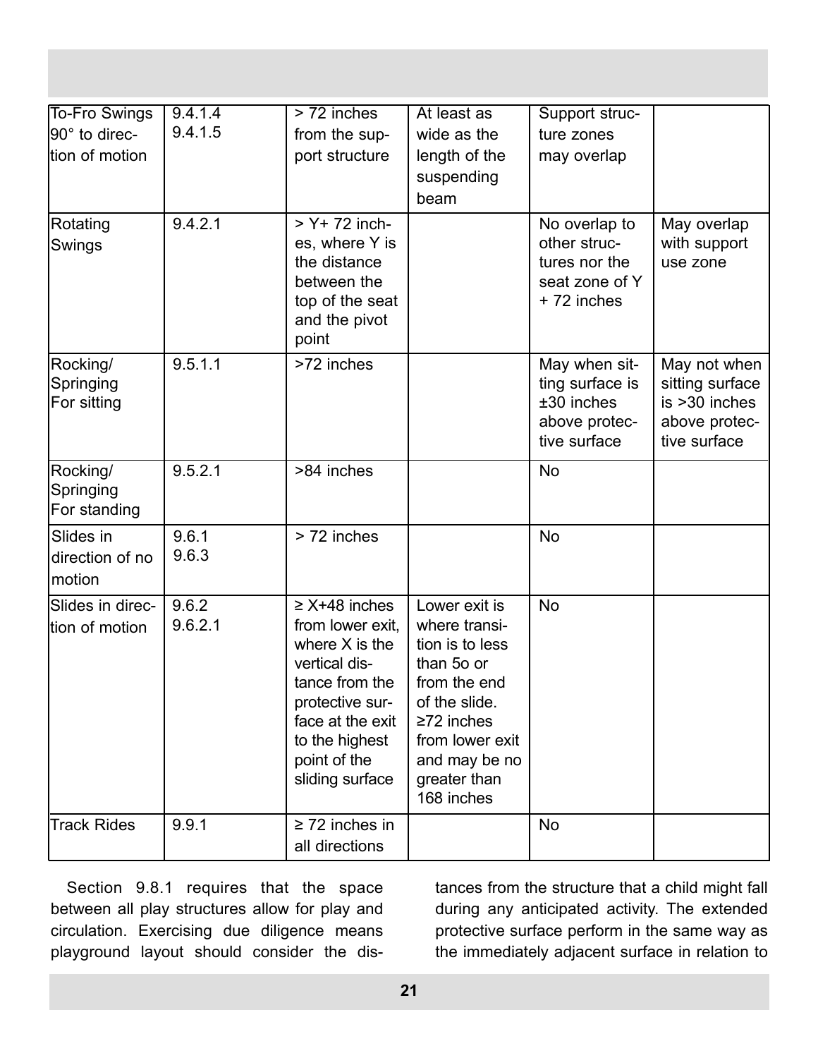| To-Fro Swings 90° to direction of motion | 9.4.1.4 9.4.1.5 | > 72 inches from the support structure | At least as wide as the length of the suspending beam | Support structure zones may overlap | |
|---|---|---|---|---|---|
| Rotating Swings | 9.4.2.1 | > Y+ 72 inches, where Y is the distance between the top of the seat and the pivot point | | No overlap to other structures nor the seat zone of Y + 72 inches | May overlap with support use zone |
| Rocking/ Springing For sitting | 9.5.1.1 | >72 inches | | May when sitting surface is ±30 inches above protective surface | May not when sitting surface is >30 inches above protective surface |
| Rocking/ Springing For standing | 9.5.2.1 | >84 inches | | No | |
| Slides in direction of no motion | 9.6.1 9.6.3 | > 72 inches | | No | |
| Slides in direction of motion | 9.6.2 9.6.2.1 | ≥ X+48 inches from lower exit, where X is the vertical distance from the protective surface at the exit to the highest point of the sliding surface | Lower exit is where transition is to less than 5o or from the end of the slide. ≥72 inches from lower exit and may be no greater than 168 inches | No | |
| Track Rides | 9.9.1 | ≥ 72 inches in all directions | | No | |

Section 9.8.1 requires that the space between all play structures allow for play and circulation. Exercising due diligence means playground layout should consider the distances from the structure that a child might fall during any anticipated activity. The extended protective surface perform in the same way as the immediately adjacent surface in relation to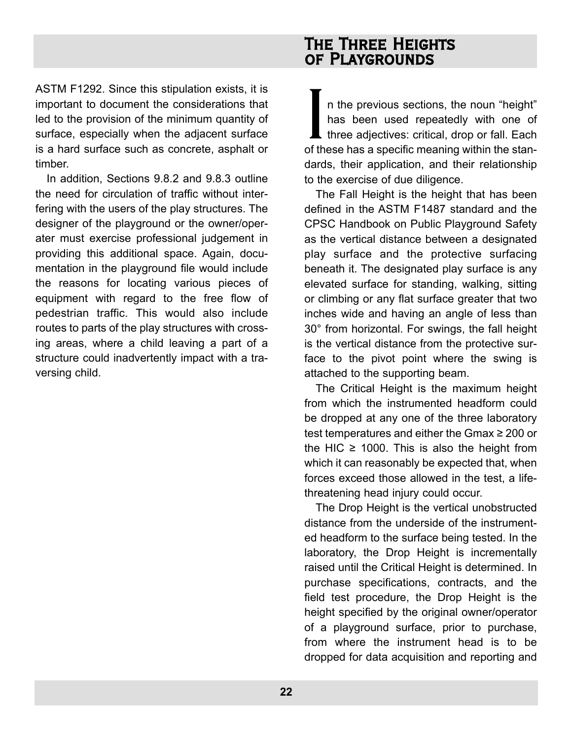ASTM F1292. Since this stipulation exists, it is important to document the considerations that led to the provision of the minimum quantity of surface, especially when the adjacent surface is a hard surface such as concrete, asphalt or timber.

In addition, Sections 9.8.2 and 9.8.3 outline the need for circulation of traffic without interfering with the users of the play structures. The designer of the playground or the owner/operater must exercise professional judgement in providing this additional space. Again, documentation in the playground file would include the reasons for locating various pieces of equipment with regard to the free flow of pedestrian traffic. This would also include routes to parts of the play structures with crossing areas, where a child leaving a part of a structure could inadvertently impact with a traversing child.

## The Three Heights of Playgrounds

In the previous sections, the noun "height" has been used repeatedly with one of three adjectives: critical, drop or fall. Each of these has a specific meaning within the standards, their application, and their relationship to the exercise of due diligence.

The Fall Height is the height that has been defined in the ASTM F1487 standard and the CPSC Handbook on Public Playground Safety as the vertical distance between a designated play surface and the protective surfacing beneath it. The designated play surface is any elevated surface for standing, walking, sitting or climbing or any flat surface greater that two inches wide and having an angle of less than 30° from horizontal. For swings, the fall height is the vertical distance from the protective surface to the pivot point where the swing is attached to the supporting beam.

The Critical Height is the maximum height from which the instrumented headform could be dropped at any one of the three laboratory test temperatures and either the Gmax ≥ 200 or the HIC ≥ 1000. This is also the height from which it can reasonably be expected that, when forces exceed those allowed in the test, a life-threatening head injury could occur.

The Drop Height is the vertical unobstructed distance from the underside of the instrumented headform to the surface being tested. In the laboratory, the Drop Height is incrementally raised until the Critical Height is determined. In purchase specifications, contracts, and the field test procedure, the Drop Height is the height specified by the original owner/operator of a playground surface, prior to purchase, from where the instrument head is to be dropped for data acquisition and reporting and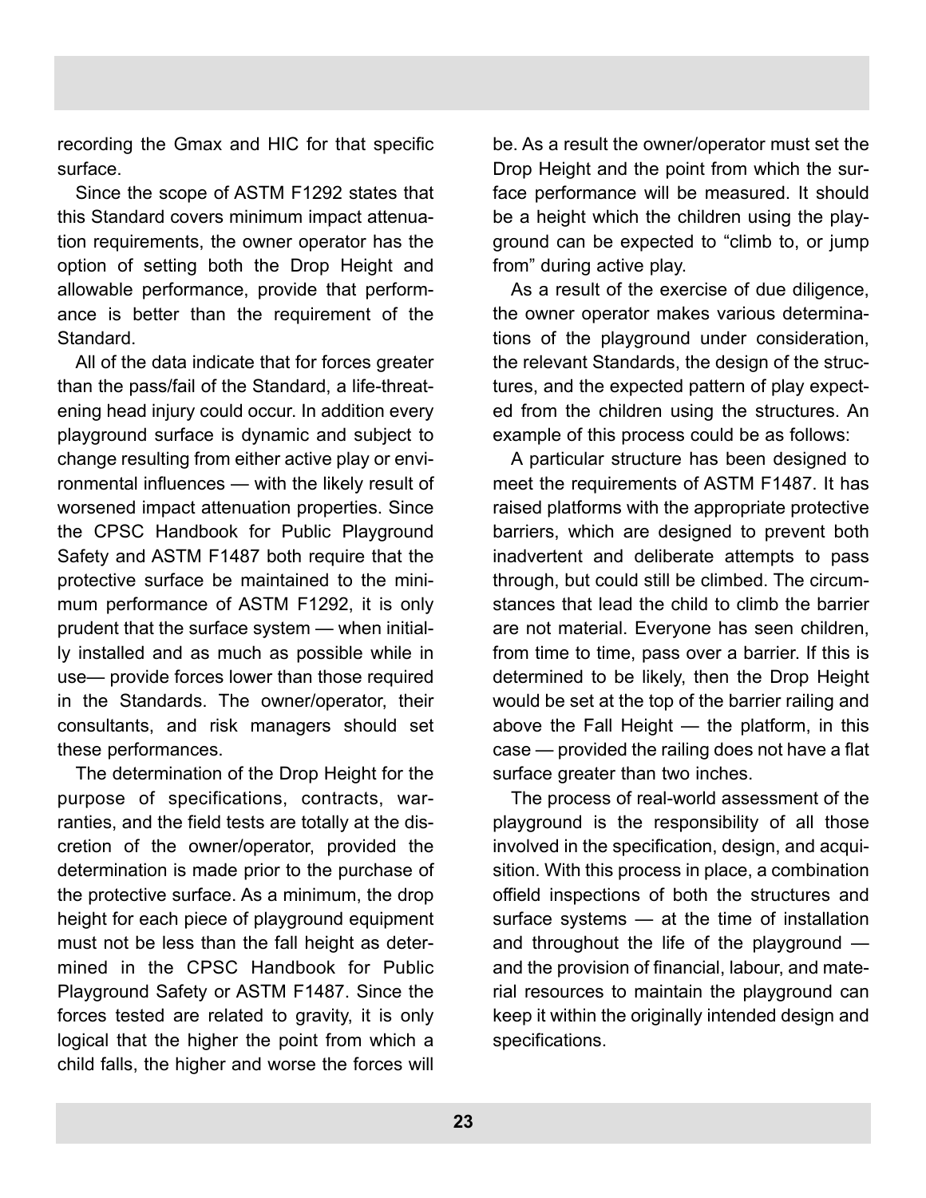recording the Gmax and HIC for that specific surface.

Since the scope of ASTM F1292 states that this Standard covers minimum impact attenuation requirements, the owner operator has the option of setting both the Drop Height and allowable performance, provide that performance is better than the requirement of the Standard.

All of the data indicate that for forces greater than the pass/fail of the Standard, a life-threatening head injury could occur. In addition every playground surface is dynamic and subject to change resulting from either active play or environmental influences — with the likely result of worsened impact attenuation properties. Since the CPSC Handbook for Public Playground Safety and ASTM F1487 both require that the protective surface be maintained to the minimum performance of ASTM F1292, it is only prudent that the surface system — when initially installed and as much as possible while in use— provide forces lower than those required in the Standards. The owner/operator, their consultants, and risk managers should set these performances.

The determination of the Drop Height for the purpose of specifications, contracts, warranties, and the field tests are totally at the discretion of the owner/operator, provided the determination is made prior to the purchase of the protective surface. As a minimum, the drop height for each piece of playground equipment must not be less than the fall height as determined in the CPSC Handbook for Public Playground Safety or ASTM F1487. Since the forces tested are related to gravity, it is only logical that the higher the point from which a child falls, the higher and worse the forces will be. As a result the owner/operator must set the Drop Height and the point from which the surface performance will be measured. It should be a height which the children using the playground can be expected to "climb to, or jump from" during active play.

As a result of the exercise of due diligence, the owner operator makes various determinations of the playground under consideration, the relevant Standards, the design of the structures, and the expected pattern of play expected from the children using the structures. An example of this process could be as follows:

A particular structure has been designed to meet the requirements of ASTM F1487. It has raised platforms with the appropriate protective barriers, which are designed to prevent both inadvertent and deliberate attempts to pass through, but could still be climbed. The circumstances that lead the child to climb the barrier are not material. Everyone has seen children, from time to time, pass over a barrier. If this is determined to be likely, then the Drop Height would be set at the top of the barrier railing and above the Fall Height — the platform, in this case — provided the railing does not have a flat surface greater than two inches.

The process of real-world assessment of the playground is the responsibility of all those involved in the specification, design, and acquisition. With this process in place, a combination offield inspections of both the structures and surface systems — at the time of installation and throughout the life of the playground — and the provision of financial, labour, and material resources to maintain the playground can keep it within the originally intended design and specifications.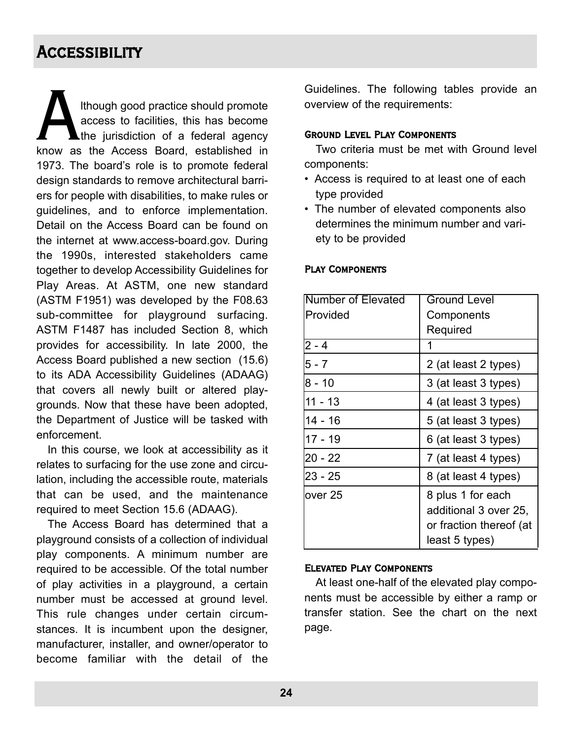# Accessibility

Although good practice should promote access to facilities, this has become the jurisdiction of a federal agency know as the Access Board, established in 1973. The board's role is to promote federal design standards to remove architectural barriers for people with disabilities, to make rules or guidelines, and to enforce implementation. Detail on the Access Board can be found on the internet at www.access-board.gov. During the 1990s, interested stakeholders came together to develop Accessibility Guidelines for Play Areas. At ASTM, one new standard (ASTM F1951) was developed by the F08.63 sub-committee for playground surfacing. ASTM F1487 has included Section 8, which provides for accessibility. In late 2000, the Access Board published a new section (15.6) to its ADA Accessibility Guidelines (ADAAG) that covers all newly built or altered playgrounds. Now that these have been adopted, the Department of Justice will be tasked with enforcement.

In this course, we look at accessibility as it relates to surfacing for the use zone and circulation, including the accessible route, materials that can be used, and the maintenance required to meet Section 15.6 (ADAAG).

The Access Board has determined that a playground consists of a collection of individual play components. A minimum number are required to be accessible. Of the total number of play activities in a playground, a certain number must be accessed at ground level. This rule changes under certain circumstances. It is incumbent upon the designer, manufacturer, installer, and owner/operator to become familiar with the detail of the Guidelines. The following tables provide an overview of the requirements:

### Ground Level Play Components

Two criteria must be met with Ground level components:

- Access is required to at least one of each type provided
- The number of elevated components also determines the minimum number and variety to be provided

### Play Components

| Number of Elevated Provided | Ground Level Components Required |
|---|---|
| 2 - 4 | 1 |
| 5 - 7 | 2 (at least 2 types) |
| 8 - 10 | 3 (at least 3 types) |
| 11 - 13 | 4 (at least 3 types) |
| 14 - 16 | 5 (at least 3 types) |
| 17 - 19 | 6 (at least 3 types) |
| 20 - 22 | 7 (at least 4 types) |
| 23 - 25 | 8 (at least 4 types) |
| over 25 | 8 plus 1 for each additional 3 over 25, or fraction thereof (at least 5 types) |

### Elevated Play Components

At least one-half of the elevated play components must be accessible by either a ramp or transfer station. See the chart on the next page.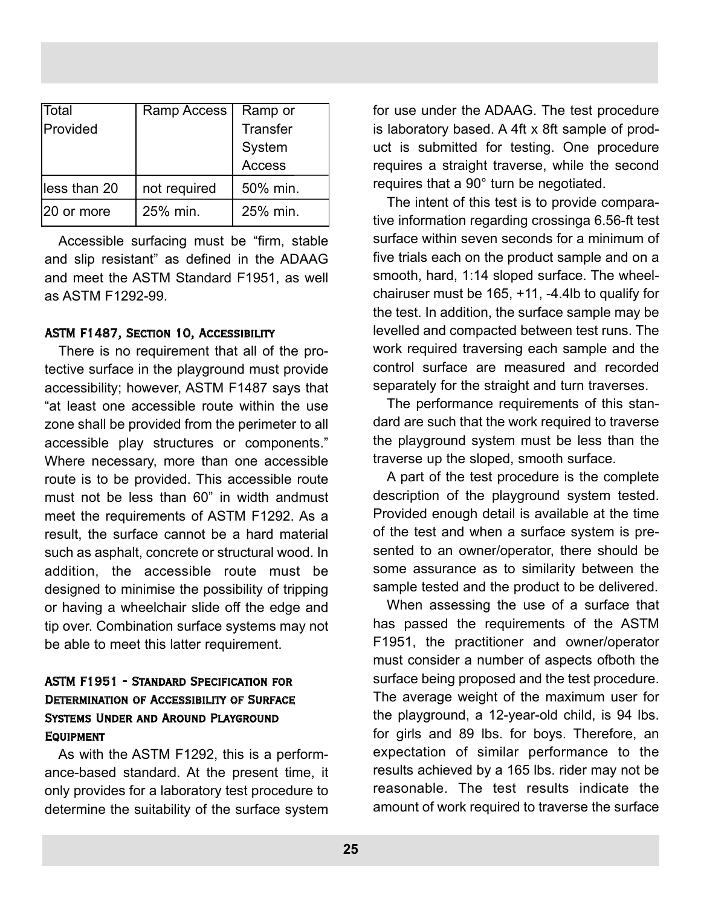| Total Provided | Ramp Access | Ramp or Transfer System Access |
| --- | --- | --- |
| less than 20 | not required | 50% min. |
| 20 or more | 25% min. | 25% min. |

Accessible surfacing must be "firm, stable and slip resistant" as defined in the ADAAG and meet the ASTM Standard F1951, as well as ASTM F1292-99.

### ASTM F1487, Section 10, Accessibility

There is no requirement that all of the protective surface in the playground must provide accessibility; however, ASTM F1487 says that "at least one accessible route within the use zone shall be provided from the perimeter to all accessible play structures or components." Where necessary, more than one accessible route is to be provided. This accessible route must not be less than 60" in width andmust meet the requirements of ASTM F1292. As a result, the surface cannot be a hard material such as asphalt, concrete or structural wood. In addition, the accessible route must be designed to minimise the possibility of tripping or having a wheelchair slide off the edge and tip over. Combination surface systems may not be able to meet this latter requirement.

### ASTM F1951 - Standard Specification for Determination of Accessibility of Surface Systems Under and Around Playground Equipment

As with the ASTM F1292, this is a performance-based standard. At the present time, it only provides for a laboratory test procedure to determine the suitability of the surface system for use under the ADAAG. The test procedure is laboratory based. A 4ft x 8ft sample of product is submitted for testing. One procedure requires a straight traverse, while the second requires that a 90° turn be negotiated.

The intent of this test is to provide comparative information regarding crossinga 6.56-ft test surface within seven seconds for a minimum of five trials each on the product sample and on a smooth, hard, 1:14 sloped surface. The wheelchairuser must be 165, +11, -4.4lb to qualify for the test. In addition, the surface sample may be levelled and compacted between test runs. The work required traversing each sample and the control surface are measured and recorded separately for the straight and turn traverses.

The performance requirements of this standard are such that the work required to traverse the playground system must be less than the traverse up the sloped, smooth surface.

A part of the test procedure is the complete description of the playground system tested. Provided enough detail is available at the time of the test and when a surface system is presented to an owner/operator, there should be some assurance as to similarity between the sample tested and the product to be delivered.

When assessing the use of a surface that has passed the requirements of the ASTM F1951, the practitioner and owner/operator must consider a number of aspects ofboth the surface being proposed and the test procedure. The average weight of the maximum user for the playground, a 12-year-old child, is 94 lbs. for girls and 89 lbs. for boys. Therefore, an expectation of similar performance to the results achieved by a 165 lbs. rider may not be reasonable. The test results indicate the amount of work required to traverse the surface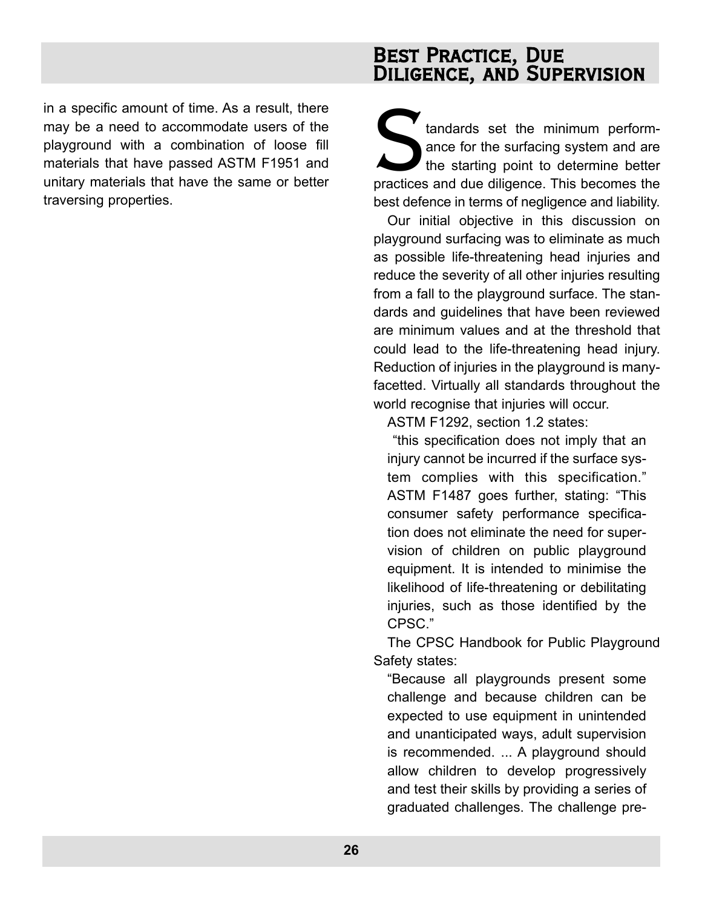in a specific amount of time. As a result, there may be a need to accommodate users of the playground with a combination of loose fill materials that have passed ASTM F1951 and unitary materials that have the same or better traversing properties.

## Best Practice, Due Diligence, and Supervision

Standards set the minimum performance for the surfacing system and are the starting point to determine better practices and due diligence. This becomes the best defence in terms of negligence and liability.

Our initial objective in this discussion on playground surfacing was to eliminate as much as possible life-threatening head injuries and reduce the severity of all other injuries resulting from a fall to the playground surface. The standards and guidelines that have been reviewed are minimum values and at the threshold that could lead to the life-threatening head injury. Reduction of injuries in the playground is many-facetted. Virtually all standards throughout the world recognise that injuries will occur.

ASTM F1292, section 1.2 states:

> "this specification does not imply that an injury cannot be incurred if the surface system complies with this specification." ASTM F1487 goes further, stating: "This consumer safety performance specification does not eliminate the need for supervision of children on public playground equipment. It is intended to minimise the likelihood of life-threatening or debilitating injuries, such as those identified by the CPSC."

The CPSC Handbook for Public Playground Safety states:

> "Because all playgrounds present some challenge and because children can be expected to use equipment in unintended and unanticipated ways, adult supervision is recommended. ... A playground should allow children to develop progressively and test their skills by providing a series of graduated challenges. The challenge pre-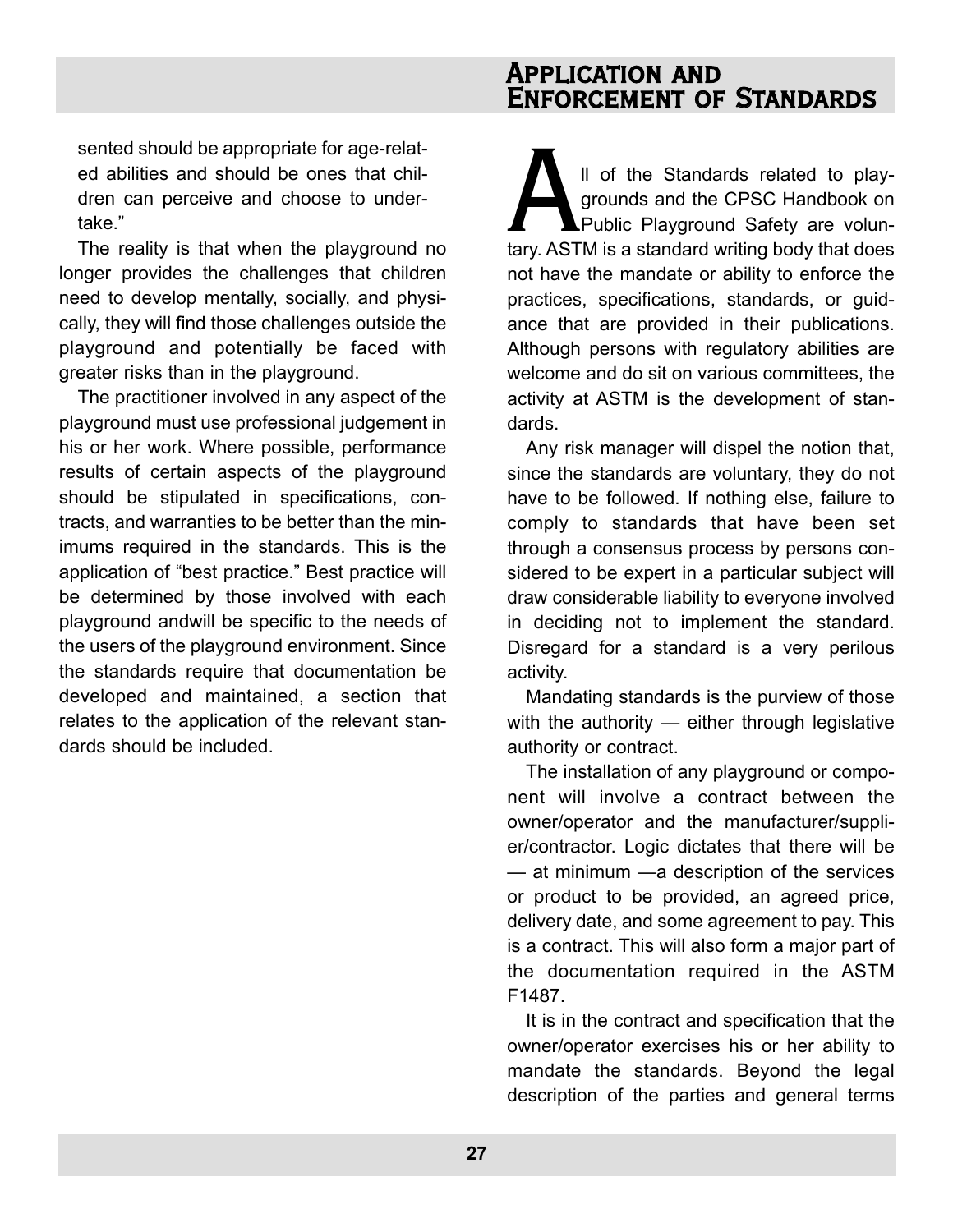sented should be appropriate for age-related abilities and should be ones that children can perceive and choose to undertake."

The reality is that when the playground no longer provides the challenges that children need to develop mentally, socially, and physically, they will find those challenges outside the playground and potentially be faced with greater risks than in the playground.

The practitioner involved in any aspect of the playground must use professional judgement in his or her work. Where possible, performance results of certain aspects of the playground should be stipulated in specifications, contracts, and warranties to be better than the minimums required in the standards. This is the application of "best practice." Best practice will be determined by those involved with each playground andwill be specific to the needs of the users of the playground environment. Since the standards require that documentation be developed and maintained, a section that relates to the application of the relevant standards should be included.

## Application and Enforcement of Standards

All of the Standards related to playgrounds and the CPSC Handbook on Public Playground Safety are voluntary. ASTM is a standard writing body that does not have the mandate or ability to enforce the practices, specifications, standards, or guidance that are provided in their publications. Although persons with regulatory abilities are welcome and do sit on various committees, the activity at ASTM is the development of standards.

Any risk manager will dispel the notion that, since the standards are voluntary, they do not have to be followed. If nothing else, failure to comply to standards that have been set through a consensus process by persons considered to be expert in a particular subject will draw considerable liability to everyone involved in deciding not to implement the standard. Disregard for a standard is a very perilous activity.

Mandating standards is the purview of those with the authority — either through legislative authority or contract.

The installation of any playground or component will involve a contract between the owner/operator and the manufacturer/supplier/contractor. Logic dictates that there will be — at minimum —a description of the services or product to be provided, an agreed price, delivery date, and some agreement to pay. This is a contract. This will also form a major part of the documentation required in the ASTM F1487.

It is in the contract and specification that the owner/operator exercises his or her ability to mandate the standards. Beyond the legal description of the parties and general terms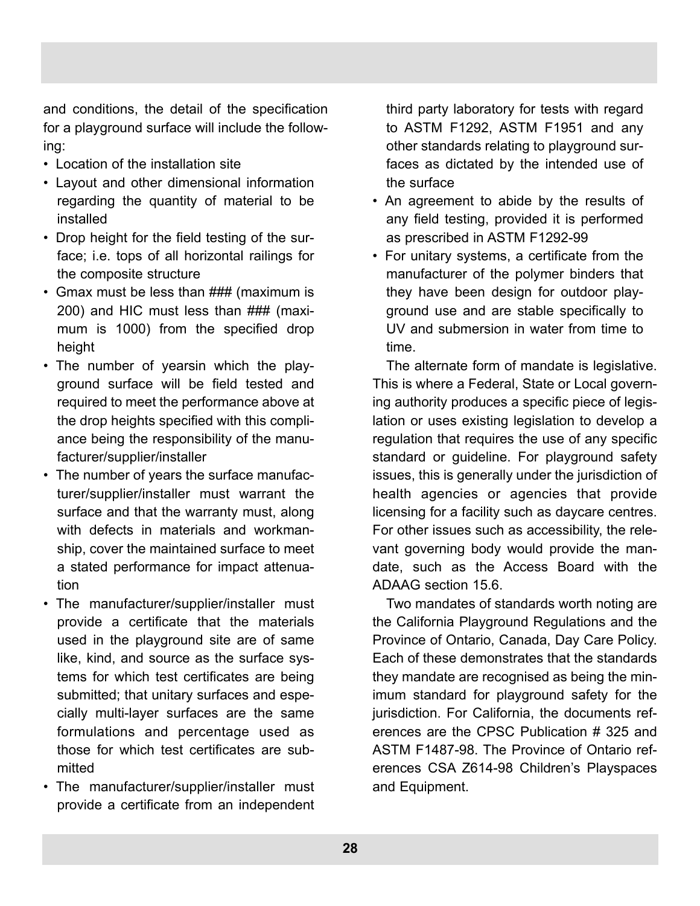and conditions, the detail of the specification for a playground surface will include the following:

- Location of the installation site
- Layout and other dimensional information regarding the quantity of material to be installed
- Drop height for the field testing of the surface; i.e. tops of all horizontal railings for the composite structure
- Gmax must be less than ### (maximum is 200) and HIC must less than ### (maximum is 1000) from the specified drop height
- The number of yearsin which the playground surface will be field tested and required to meet the performance above at the drop heights specified with this compliance being the responsibility of the manufacturer/supplier/installer
- The number of years the surface manufacturer/supplier/installer must warrant the surface and that the warranty must, along with defects in materials and workmanship, cover the maintained surface to meet a stated performance for impact attenuation
- The manufacturer/supplier/installer must provide a certificate that the materials used in the playground site are of same like, kind, and source as the surface systems for which test certificates are being submitted; that unitary surfaces and especially multi-layer surfaces are the same formulations and percentage used as those for which test certificates are submitted
- The manufacturer/supplier/installer must provide a certificate from an independent third party laboratory for tests with regard to ASTM F1292, ASTM F1951 and any other standards relating to playground surfaces as dictated by the intended use of the surface
- An agreement to abide by the results of any field testing, provided it is performed as prescribed in ASTM F1292-99
- For unitary systems, a certificate from the manufacturer of the polymer binders that they have been design for outdoor playground use and are stable specifically to UV and submersion in water from time to time.

The alternate form of mandate is legislative. This is where a Federal, State or Local governing authority produces a specific piece of legislation or uses existing legislation to develop a regulation that requires the use of any specific standard or guideline. For playground safety issues, this is generally under the jurisdiction of health agencies or agencies that provide licensing for a facility such as daycare centres. For other issues such as accessibility, the relevant governing body would provide the mandate, such as the Access Board with the ADAAG section 15.6.

Two mandates of standards worth noting are the California Playground Regulations and the Province of Ontario, Canada, Day Care Policy. Each of these demonstrates that the standards they mandate are recognised as being the minimum standard for playground safety for the jurisdiction. For California, the documents references are the CPSC Publication # 325 and ASTM F1487-98. The Province of Ontario references CSA Z614-98 Children's Playspaces and Equipment.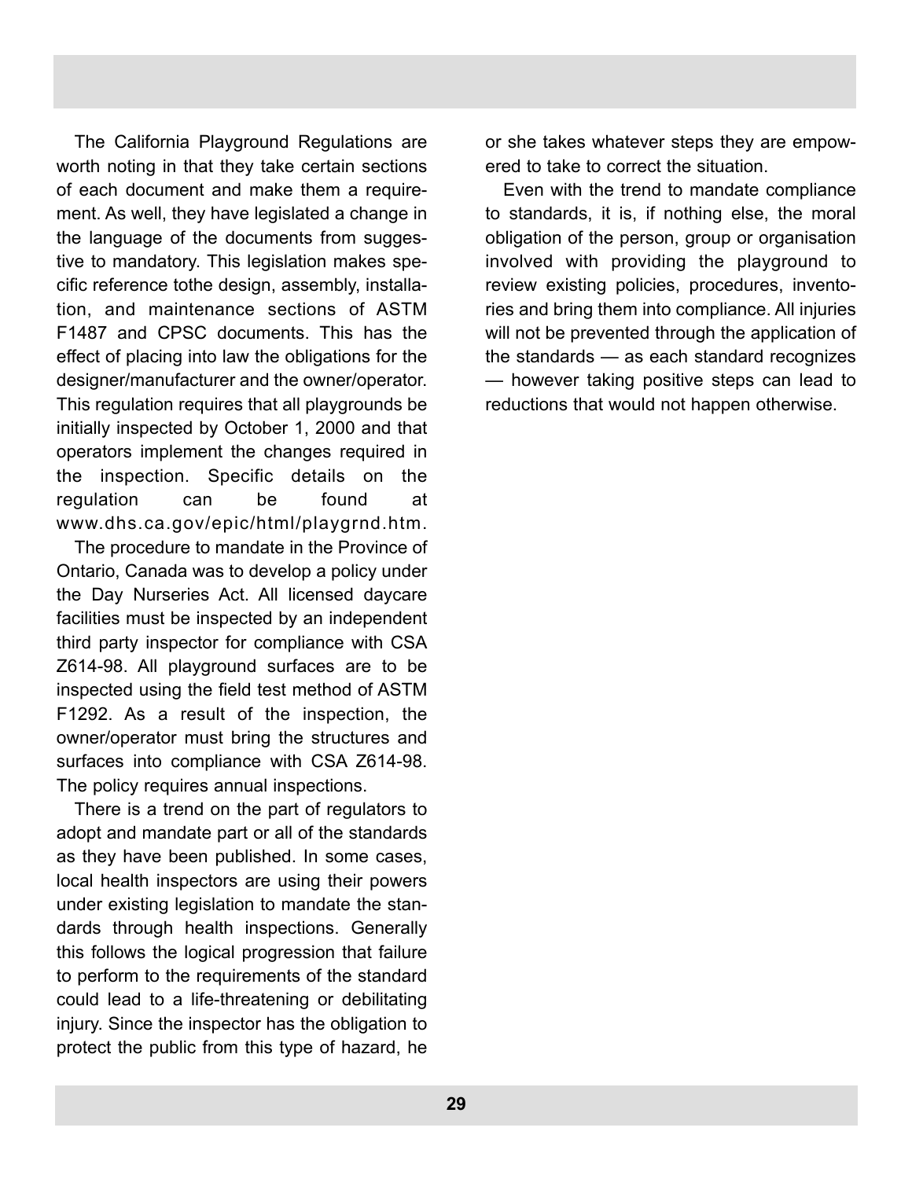The California Playground Regulations are worth noting in that they take certain sections of each document and make them a requirement. As well, they have legislated a change in the language of the documents from suggestive to mandatory. This legislation makes specific reference tothe design, assembly, installation, and maintenance sections of ASTM F1487 and CPSC documents. This has the effect of placing into law the obligations for the designer/manufacturer and the owner/operator. This regulation requires that all playgrounds be initially inspected by October 1, 2000 and that operators implement the changes required in the inspection. Specific details on the regulation can be found at www.dhs.ca.gov/epic/html/playgrnd.htm.

The procedure to mandate in the Province of Ontario, Canada was to develop a policy under the Day Nurseries Act. All licensed daycare facilities must be inspected by an independent third party inspector for compliance with CSA Z614-98. All playground surfaces are to be inspected using the field test method of ASTM F1292. As a result of the inspection, the owner/operator must bring the structures and surfaces into compliance with CSA Z614-98. The policy requires annual inspections.

There is a trend on the part of regulators to adopt and mandate part or all of the standards as they have been published. In some cases, local health inspectors are using their powers under existing legislation to mandate the standards through health inspections. Generally this follows the logical progression that failure to perform to the requirements of the standard could lead to a life-threatening or debilitating injury. Since the inspector has the obligation to protect the public from this type of hazard, he or she takes whatever steps they are empowered to take to correct the situation.

Even with the trend to mandate compliance to standards, it is, if nothing else, the moral obligation of the person, group or organisation involved with providing the playground to review existing policies, procedures, inventories and bring them into compliance. All injuries will not be prevented through the application of the standards — as each standard recognizes — however taking positive steps can lead to reductions that would not happen otherwise.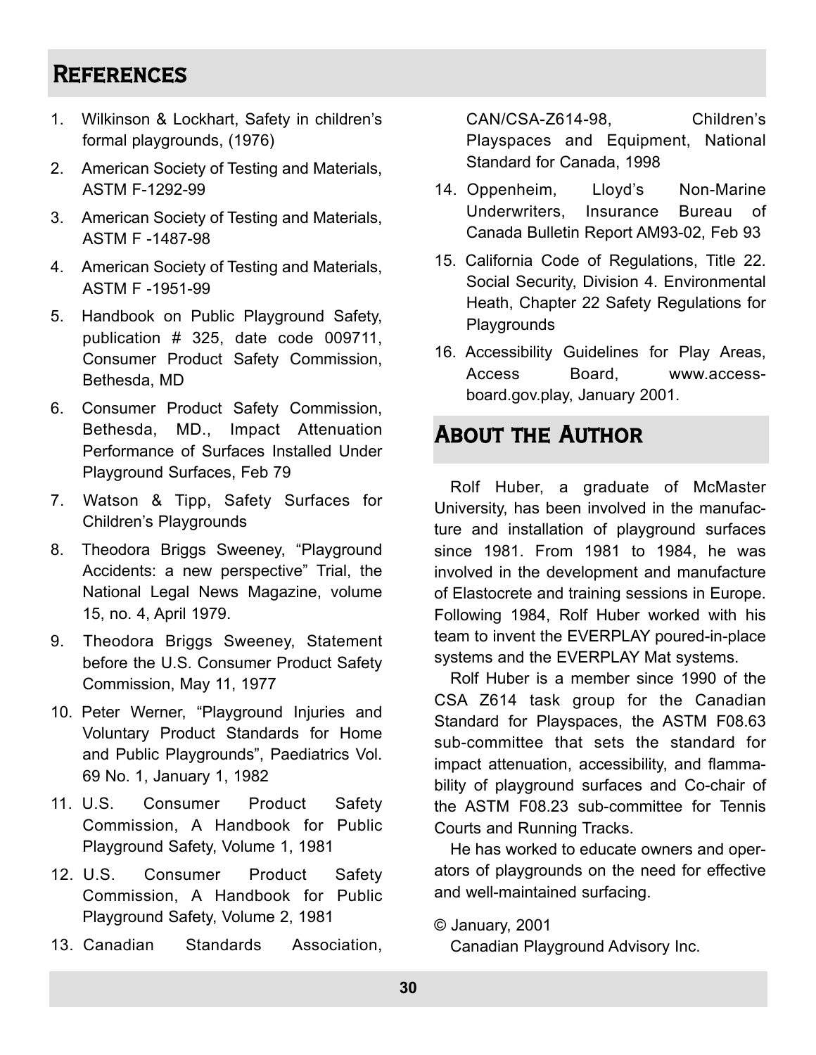## References

1. Wilkinson & Lockhart, Safety in children's formal playgrounds, (1976)
2. American Society of Testing and Materials, ASTM F-1292-99
3. American Society of Testing and Materials, ASTM F -1487-98
4. American Society of Testing and Materials, ASTM F -1951-99
5. Handbook on Public Playground Safety, publication # 325, date code 009711, Consumer Product Safety Commission, Bethesda, MD
6. Consumer Product Safety Commission, Bethesda, MD., Impact Attenuation Performance of Surfaces Installed Under Playground Surfaces, Feb 79
7. Watson & Tipp, Safety Surfaces for Children's Playgrounds
8. Theodora Briggs Sweeney, "Playground Accidents: a new perspective" Trial, the National Legal News Magazine, volume 15, no. 4, April 1979.
9. Theodora Briggs Sweeney, Statement before the U.S. Consumer Product Safety Commission, May 11, 1977
10. Peter Werner, "Playground Injuries and Voluntary Product Standards for Home and Public Playgrounds", Paediatrics Vol. 69 No. 1, January 1, 1982
11. U.S. Consumer Product Safety Commission, A Handbook for Public Playground Safety, Volume 1, 1981
12. U.S. Consumer Product Safety Commission, A Handbook for Public Playground Safety, Volume 2, 1981
13. Canadian Standards Association, CAN/CSA-Z614-98, Children's Playspaces and Equipment, National Standard for Canada, 1998
14. Oppenheim, Lloyd's Non-Marine Underwriters, Insurance Bureau of Canada Bulletin Report AM93-02, Feb 93
15. California Code of Regulations, Title 22. Social Security, Division 4. Environmental Heath, Chapter 22 Safety Regulations for Playgrounds
16. Accessibility Guidelines for Play Areas, Access Board, www.access-board.gov.play, January 2001.

## About the Author

Rolf Huber, a graduate of McMaster University, has been involved in the manufacture and installation of playground surfaces since 1981. From 1981 to 1984, he was involved in the development and manufacture of Elastocrete and training sessions in Europe. Following 1984, Rolf Huber worked with his team to invent the EVERPLAY poured-in-place systems and the EVERPLAY Mat systems.

Rolf Huber is a member since 1990 of the CSA Z614 task group for the Canadian Standard for Playspaces, the ASTM F08.63 sub-committee that sets the standard for impact attenuation, accessibility, and flammability of playground surfaces and Co-chair of the ASTM F08.23 sub-committee for Tennis Courts and Running Tracks.

He has worked to educate owners and operators of playgrounds on the need for effective and well-maintained surfacing.

© January, 2001
Canadian Playground Advisory Inc.